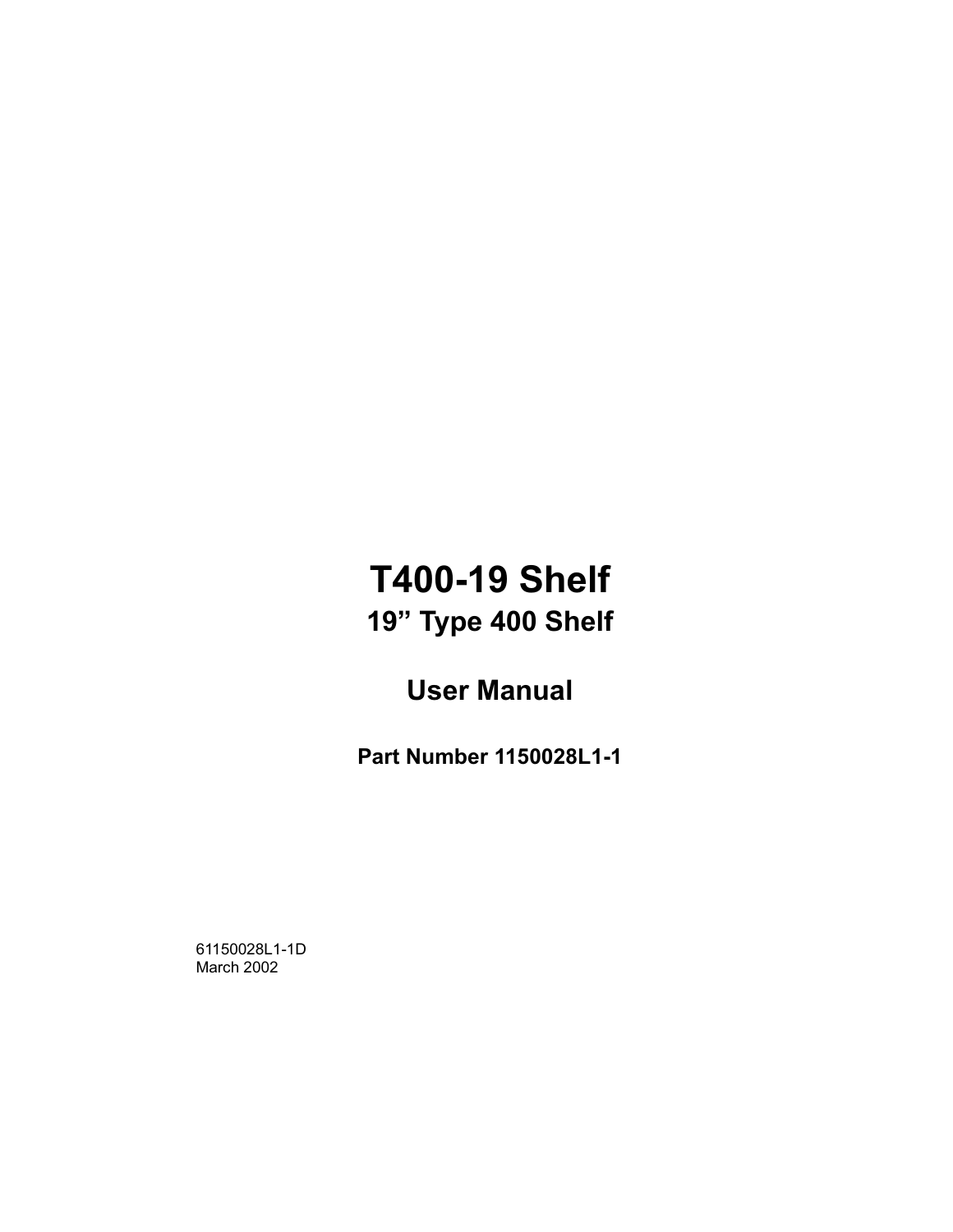# T400-19 Shelf

## 19” Type 400 Shelf

## User Manual

**Part Number 1150028L1-1**

61150028L1-1D
March 2002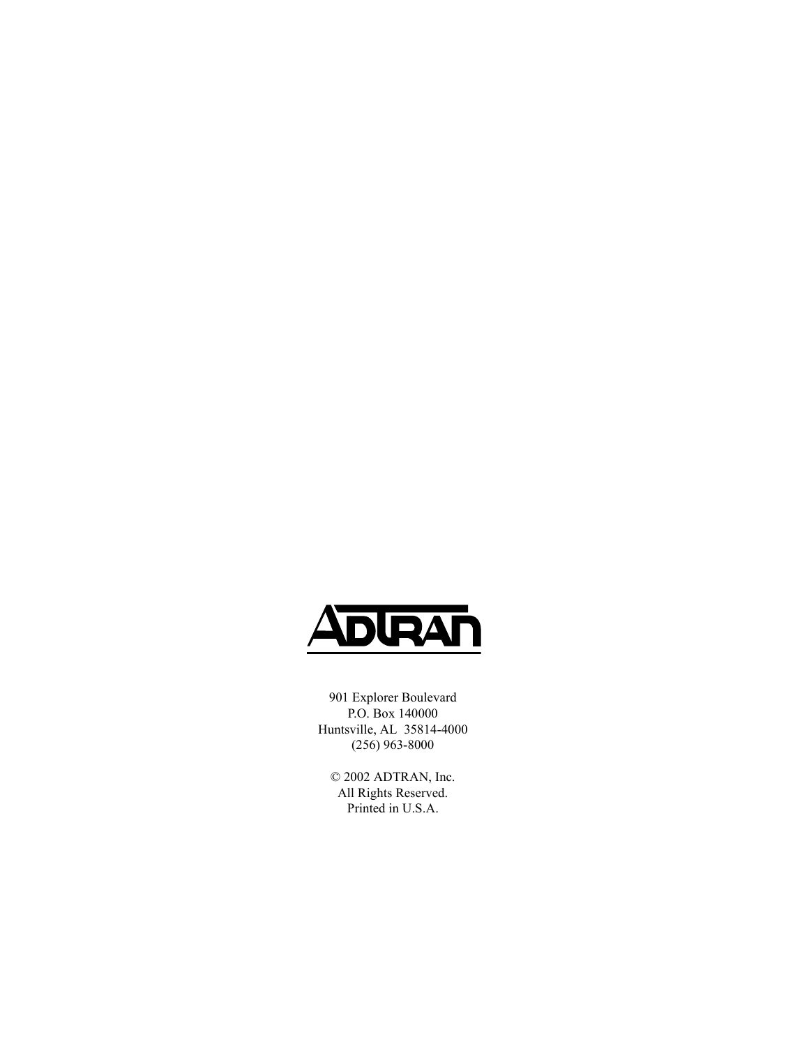ADTRAN

901 Explorer Boulevard
P.O. Box 140000
Huntsville, AL 35814-4000
(256) 963-8000

© 2002 ADTRAN, Inc.
All Rights Reserved.
Printed in U.S.A.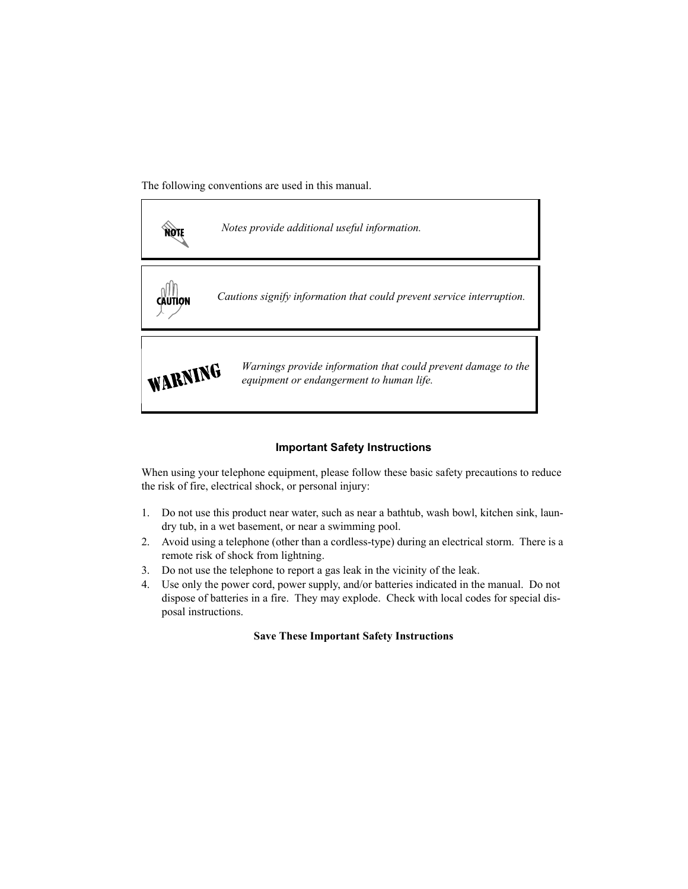The following conventions are used in this manual.

> **NOTE** *Notes provide additional useful information.*

> **CAUTION** *Cautions signify information that could prevent service interruption.*

> **WARNING** *Warnings provide information that could prevent damage to the equipment or endangerment to human life.*

## Important Safety Instructions

When using your telephone equipment, please follow these basic safety precautions to reduce the risk of fire, electrical shock, or personal injury:

1. Do not use this product near water, such as near a bathtub, wash bowl, kitchen sink, laundry tub, in a wet basement, or near a swimming pool.
2. Avoid using a telephone (other than a cordless-type) during an electrical storm. There is a remote risk of shock from lightning.
3. Do not use the telephone to report a gas leak in the vicinity of the leak.
4. Use only the power cord, power supply, and/or batteries indicated in the manual. Do not dispose of batteries in a fire. They may explode. Check with local codes for special disposal instructions.

**Save These Important Safety Instructions**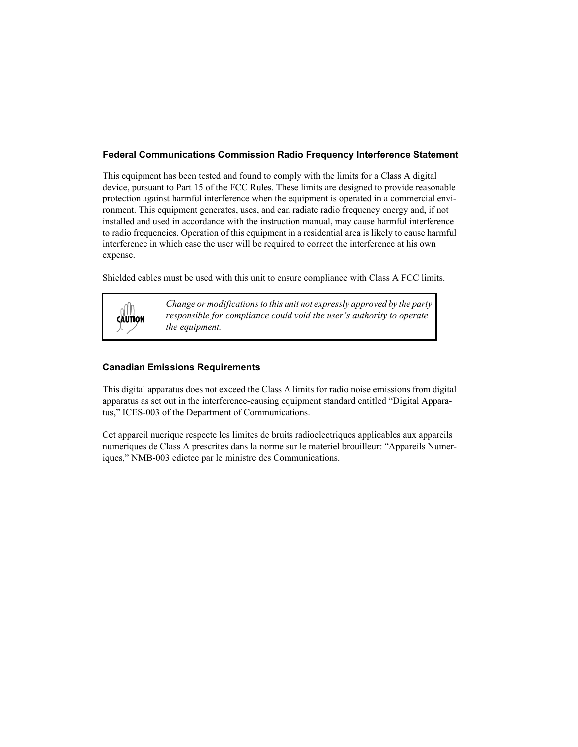### Federal Communications Commission Radio Frequency Interference Statement

This equipment has been tested and found to comply with the limits for a Class A digital device, pursuant to Part 15 of the FCC Rules. These limits are designed to provide reasonable protection against harmful interference when the equipment is operated in a commercial environment. This equipment generates, uses, and can radiate radio frequency energy and, if not installed and used in accordance with the instruction manual, may cause harmful interference to radio frequencies. Operation of this equipment in a residential area is likely to cause harmful interference in which case the user will be required to correct the interference at his own expense.

Shielded cables must be used with this unit to ensure compliance with Class A FCC limits.

> **CAUTION**
>
> *Change or modifications to this unit not expressly approved by the party responsible for compliance could void the user's authority to operate the equipment.*

### Canadian Emissions Requirements

This digital apparatus does not exceed the Class A limits for radio noise emissions from digital apparatus as set out in the interference-causing equipment standard entitled "Digital Apparatus," ICES-003 of the Department of Communications.

Cet appareil nuerique respecte les limites de bruits radioelectriques applicables aux appareils numeriques de Class A prescrites dans la norme sur le materiel brouilleur: "Appareils Numeriques," NMB-003 edictee par le ministre des Communications.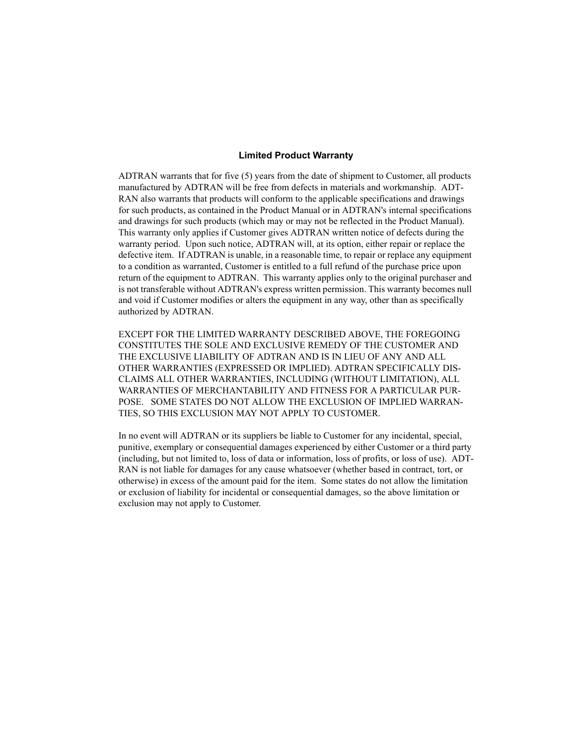## Limited Product Warranty

ADTRAN warrants that for five (5) years from the date of shipment to Customer, all products manufactured by ADTRAN will be free from defects in materials and workmanship. ADTRAN also warrants that products will conform to the applicable specifications and drawings for such products, as contained in the Product Manual or in ADTRAN's internal specifications and drawings for such products (which may or may not be reflected in the Product Manual). This warranty only applies if Customer gives ADTRAN written notice of defects during the warranty period. Upon such notice, ADTRAN will, at its option, either repair or replace the defective item. If ADTRAN is unable, in a reasonable time, to repair or replace any equipment to a condition as warranted, Customer is entitled to a full refund of the purchase price upon return of the equipment to ADTRAN. This warranty applies only to the original purchaser and is not transferable without ADTRAN's express written permission. This warranty becomes null and void if Customer modifies or alters the equipment in any way, other than as specifically authorized by ADTRAN.

EXCEPT FOR THE LIMITED WARRANTY DESCRIBED ABOVE, THE FOREGOING CONSTITUTES THE SOLE AND EXCLUSIVE REMEDY OF THE CUSTOMER AND THE EXCLUSIVE LIABILITY OF ADTRAN AND IS IN LIEU OF ANY AND ALL OTHER WARRANTIES (EXPRESSED OR IMPLIED). ADTRAN SPECIFICALLY DISCLAIMS ALL OTHER WARRANTIES, INCLUDING (WITHOUT LIMITATION), ALL WARRANTIES OF MERCHANTABILITY AND FITNESS FOR A PARTICULAR PURPOSE. SOME STATES DO NOT ALLOW THE EXCLUSION OF IMPLIED WARRANTIES, SO THIS EXCLUSION MAY NOT APPLY TO CUSTOMER.

In no event will ADTRAN or its suppliers be liable to Customer for any incidental, special, punitive, exemplary or consequential damages experienced by either Customer or a third party (including, but not limited to, loss of data or information, loss of profits, or loss of use). ADTRAN is not liable for damages for any cause whatsoever (whether based in contract, tort, or otherwise) in excess of the amount paid for the item. Some states do not allow the limitation or exclusion of liability for incidental or consequential damages, so the above limitation or exclusion may not apply to Customer.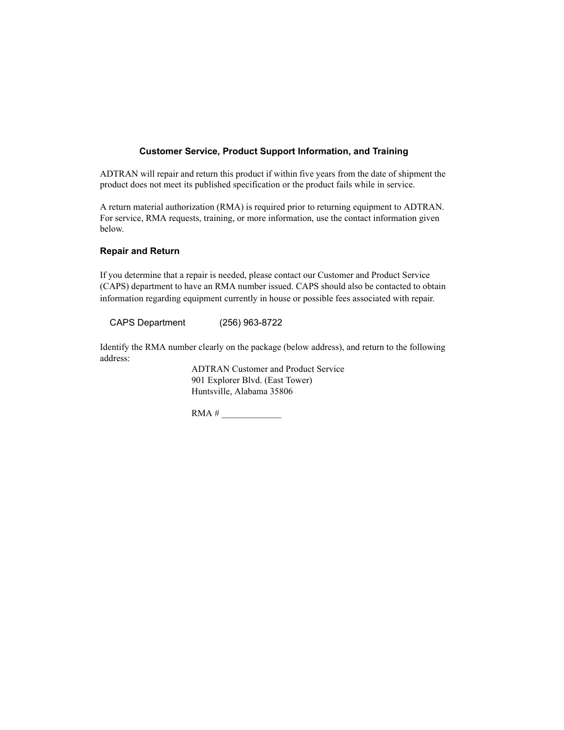## Customer Service, Product Support Information, and Training

ADTRAN will repair and return this product if within five years from the date of shipment the product does not meet its published specification or the product fails while in service.

A return material authorization (RMA) is required prior to returning equipment to ADTRAN. For service, RMA requests, training, or more information, use the contact information given below.

### Repair and Return

If you determine that a repair is needed, please contact our Customer and Product Service (CAPS) department to have an RMA number issued. CAPS should also be contacted to obtain information regarding equipment currently in house or possible fees associated with repair.

CAPS Department (256) 963-8722

Identify the RMA number clearly on the package (below address), and return to the following address:

ADTRAN Customer and Product Service
901 Explorer Blvd. (East Tower)
Huntsville, Alabama 35806

RMA # _____________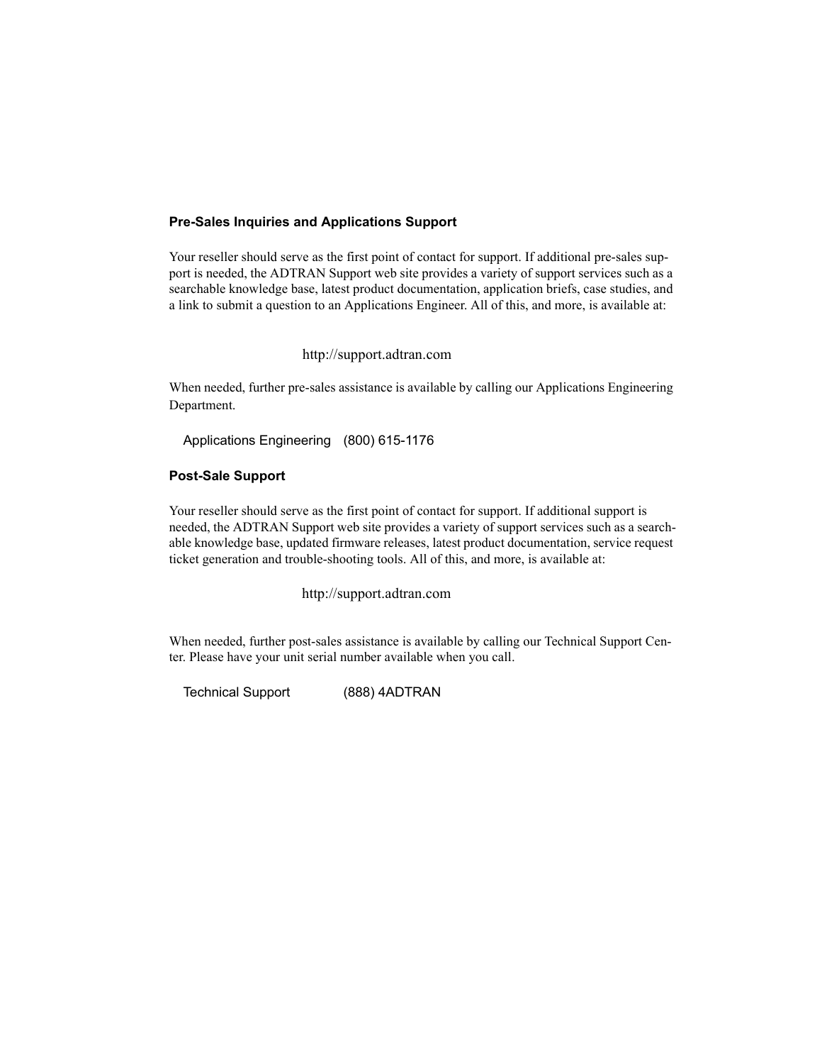### Pre-Sales Inquiries and Applications Support

Your reseller should serve as the first point of contact for support. If additional pre-sales support is needed, the ADTRAN Support web site provides a variety of support services such as a searchable knowledge base, latest product documentation, application briefs, case studies, and a link to submit a question to an Applications Engineer. All of this, and more, is available at:

http://support.adtran.com

When needed, further pre-sales assistance is available by calling our Applications Engineering Department.

Applications Engineering (800) 615-1176

### Post-Sale Support

Your reseller should serve as the first point of contact for support. If additional support is needed, the ADTRAN Support web site provides a variety of support services such as a searchable knowledge base, updated firmware releases, latest product documentation, service request ticket generation and trouble-shooting tools. All of this, and more, is available at:

http://support.adtran.com

When needed, further post-sales assistance is available by calling our Technical Support Center. Please have your unit serial number available when you call.

Technical Support (888) 4ADTRAN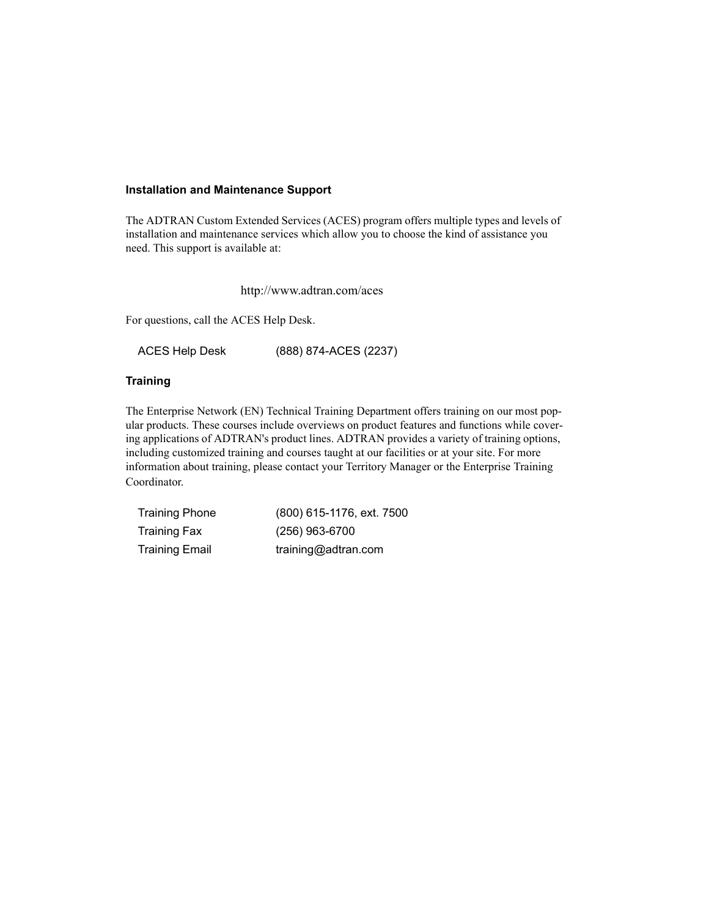### Installation and Maintenance Support

The ADTRAN Custom Extended Services (ACES) program offers multiple types and levels of installation and maintenance services which allow you to choose the kind of assistance you need. This support is available at:

http://www.adtran.com/aces

For questions, call the ACES Help Desk.

| | |
|---|---|
| ACES Help Desk | (888) 874-ACES (2237) |

### Training

The Enterprise Network (EN) Technical Training Department offers training on our most popular products. These courses include overviews on product features and functions while covering applications of ADTRAN's product lines. ADTRAN provides a variety of training options, including customized training and courses taught at our facilities or at your site. For more information about training, please contact your Territory Manager or the Enterprise Training Coordinator.

| | |
|---|---|
| Training Phone | (800) 615-1176, ext. 7500 |
| Training Fax | (256) 963-6700 |
| Training Email | training@adtran.com |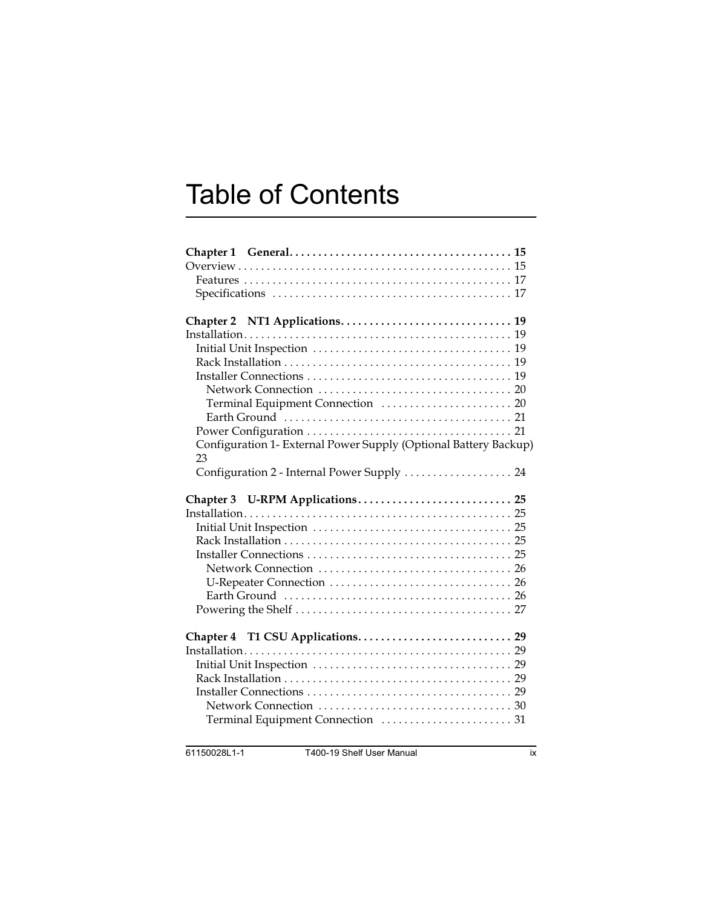# Table of Contents

**Chapter 1 General. . . . . . . . . . . . . . . . . . . . . . . . . . . . . . . . . . . . . . . 15**
Overview . . . . . . . . . . . . . . . . . . . . . . . . . . . . . . . . . . . . . . . . . . . . . . . 15
  Features . . . . . . . . . . . . . . . . . . . . . . . . . . . . . . . . . . . . . . . . . . . . . . 17
  Specifications . . . . . . . . . . . . . . . . . . . . . . . . . . . . . . . . . . . . . . . . . 17

**Chapter 2 NT1 Applications. . . . . . . . . . . . . . . . . . . . . . . . . . . . . . 19**
Installation. . . . . . . . . . . . . . . . . . . . . . . . . . . . . . . . . . . . . . . . . . . . . . . 19
  Initial Unit Inspection . . . . . . . . . . . . . . . . . . . . . . . . . . . . . . . . . . . 19
  Rack Installation . . . . . . . . . . . . . . . . . . . . . . . . . . . . . . . . . . . . . . . . 19
  Installer Connections . . . . . . . . . . . . . . . . . . . . . . . . . . . . . . . . . . . . 19
    Network Connection . . . . . . . . . . . . . . . . . . . . . . . . . . . . . . . . . . 20
    Terminal Equipment Connection . . . . . . . . . . . . . . . . . . . . . . . 20
    Earth Ground . . . . . . . . . . . . . . . . . . . . . . . . . . . . . . . . . . . . . . . . 21
  Power Configuration . . . . . . . . . . . . . . . . . . . . . . . . . . . . . . . . . . . . 21
  Configuration 1- External Power Supply (Optional Battery Backup) 23
  Configuration 2 - Internal Power Supply . . . . . . . . . . . . . . . . . . . 24

**Chapter 3 U-RPM Applications. . . . . . . . . . . . . . . . . . . . . . . . . . . 25**
Installation. . . . . . . . . . . . . . . . . . . . . . . . . . . . . . . . . . . . . . . . . . . . . . . 25
  Initial Unit Inspection . . . . . . . . . . . . . . . . . . . . . . . . . . . . . . . . . . . 25
  Rack Installation . . . . . . . . . . . . . . . . . . . . . . . . . . . . . . . . . . . . . . . . 25
  Installer Connections . . . . . . . . . . . . . . . . . . . . . . . . . . . . . . . . . . . . 25
    Network Connection . . . . . . . . . . . . . . . . . . . . . . . . . . . . . . . . . . 26
    U-Repeater Connection . . . . . . . . . . . . . . . . . . . . . . . . . . . . . . . . 26
    Earth Ground . . . . . . . . . . . . . . . . . . . . . . . . . . . . . . . . . . . . . . . . 26
  Powering the Shelf . . . . . . . . . . . . . . . . . . . . . . . . . . . . . . . . . . . . . . 27

**Chapter 4 T1 CSU Applications. . . . . . . . . . . . . . . . . . . . . . . . . . . 29**
Installation. . . . . . . . . . . . . . . . . . . . . . . . . . . . . . . . . . . . . . . . . . . . . . . 29
  Initial Unit Inspection . . . . . . . . . . . . . . . . . . . . . . . . . . . . . . . . . . . 29
  Rack Installation . . . . . . . . . . . . . . . . . . . . . . . . . . . . . . . . . . . . . . . . 29
  Installer Connections . . . . . . . . . . . . . . . . . . . . . . . . . . . . . . . . . . . . 29
    Network Connection . . . . . . . . . . . . . . . . . . . . . . . . . . . . . . . . . . 30
    Terminal Equipment Connection . . . . . . . . . . . . . . . . . . . . . . . 31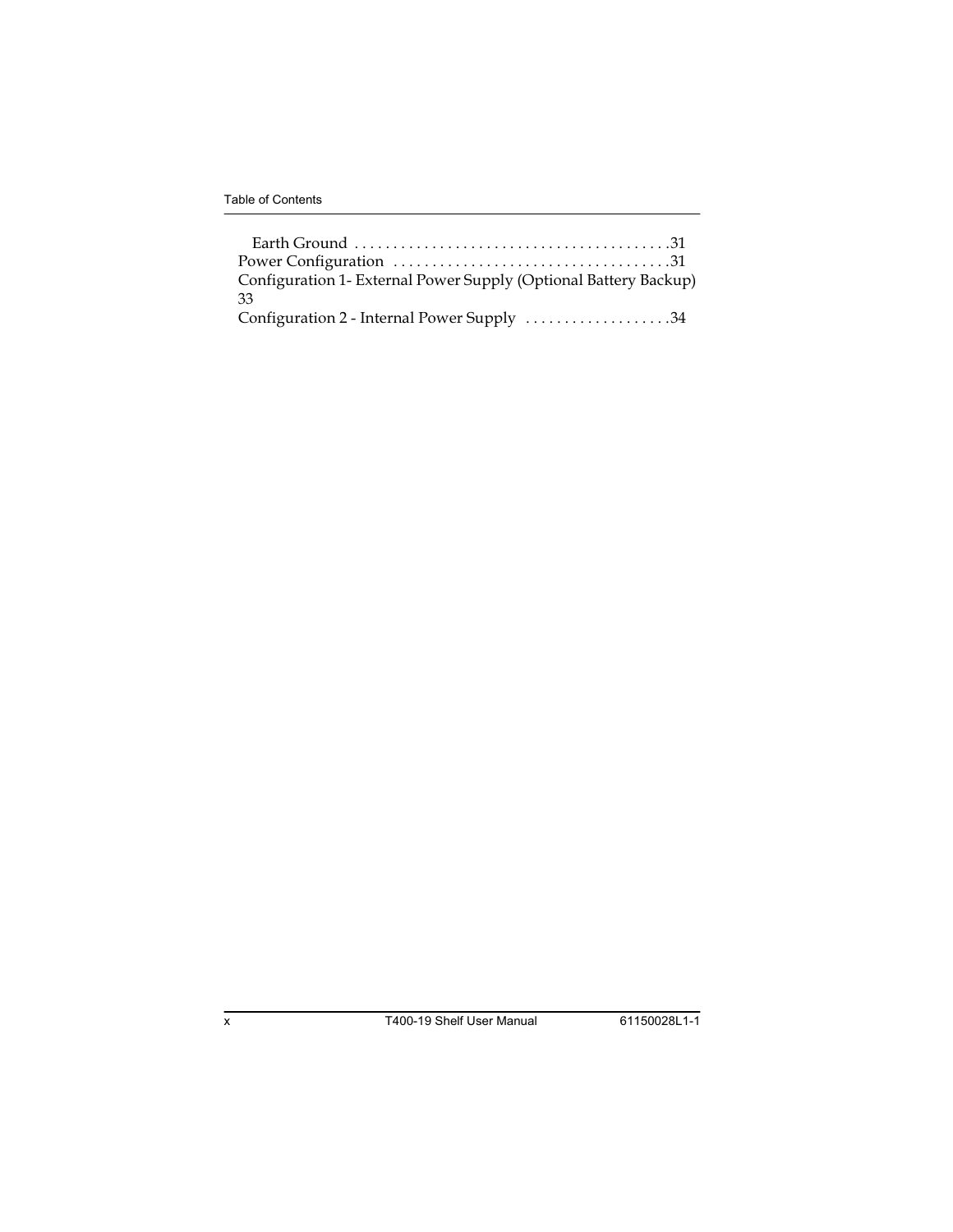Earth Ground . . . . . . . . . . . . . . . . . . . . . . . . . . . . . . . . . . . . . . . . .31

Power Configuration . . . . . . . . . . . . . . . . . . . . . . . . . . . . . . . . . . . .31

Configuration 1- External Power Supply (Optional Battery Backup) 33

Configuration 2 - Internal Power Supply . . . . . . . . . . . . . . . . . . .34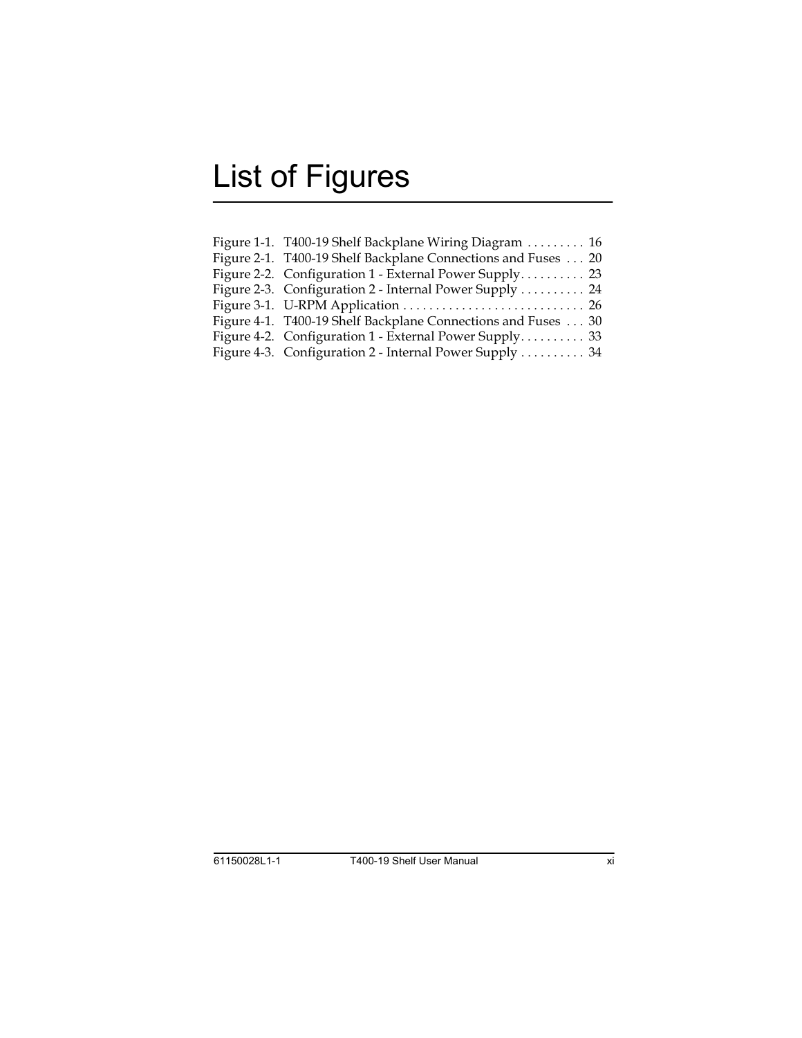# List of Figures

Figure 1-1. T400-19 Shelf Backplane Wiring Diagram . . . . . . . . . 16
Figure 2-1. T400-19 Shelf Backplane Connections and Fuses . . . 20
Figure 2-2. Configuration 1 - External Power Supply. . . . . . . . . . 23
Figure 2-3. Configuration 2 - Internal Power Supply . . . . . . . . . . 24
Figure 3-1. U-RPM Application . . . . . . . . . . . . . . . . . . . . . . . . . . . . 26
Figure 4-1. T400-19 Shelf Backplane Connections and Fuses . . . 30
Figure 4-2. Configuration 1 - External Power Supply. . . . . . . . . . 33
Figure 4-3. Configuration 2 - Internal Power Supply . . . . . . . . . . 34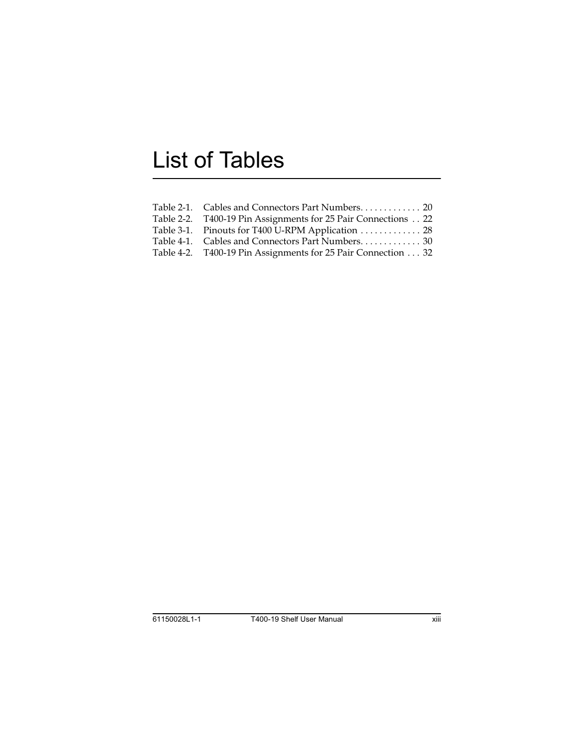# List of Tables

Table 2-1. Cables and Connectors Part Numbers. . . . . . . . . . . . . 20
Table 2-2. T400-19 Pin Assignments for 25 Pair Connections . . 22
Table 3-1. Pinouts for T400 U-RPM Application . . . . . . . . . . . . . 28
Table 4-1. Cables and Connectors Part Numbers. . . . . . . . . . . . . 30
Table 4-2. T400-19 Pin Assignments for 25 Pair Connection . . . 32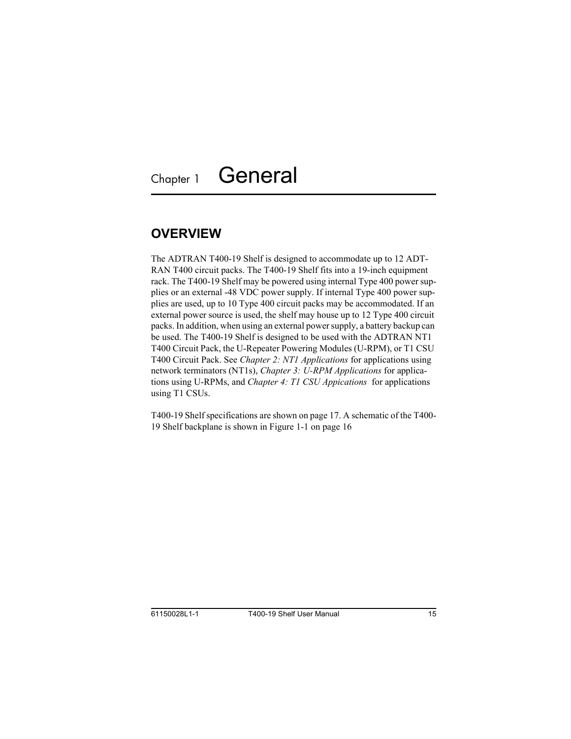# Chapter 1 General

## OVERVIEW

The ADTRAN T400-19 Shelf is designed to accommodate up to 12 ADTRAN T400 circuit packs. The T400-19 Shelf fits into a 19-inch equipment rack. The T400-19 Shelf may be powered using internal Type 400 power supplies or an external -48 VDC power supply. If internal Type 400 power supplies are used, up to 10 Type 400 circuit packs may be accommodated. If an external power source is used, the shelf may house up to 12 Type 400 circuit packs. In addition, when using an external power supply, a battery backup can be used. The T400-19 Shelf is designed to be used with the ADTRAN NT1 T400 Circuit Pack, the U-Repeater Powering Modules (U-RPM), or T1 CSU T400 Circuit Pack. See *Chapter 2: NT1 Applications* for applications using network terminators (NT1s), *Chapter 3: U-RPM Applications* for applications using U-RPMs, and *Chapter 4: T1 CSU Appications* for applications using T1 CSUs.

T400-19 Shelf specifications are shown on page 17. A schematic of the T400-19 Shelf backplane is shown in Figure 1-1 on page 16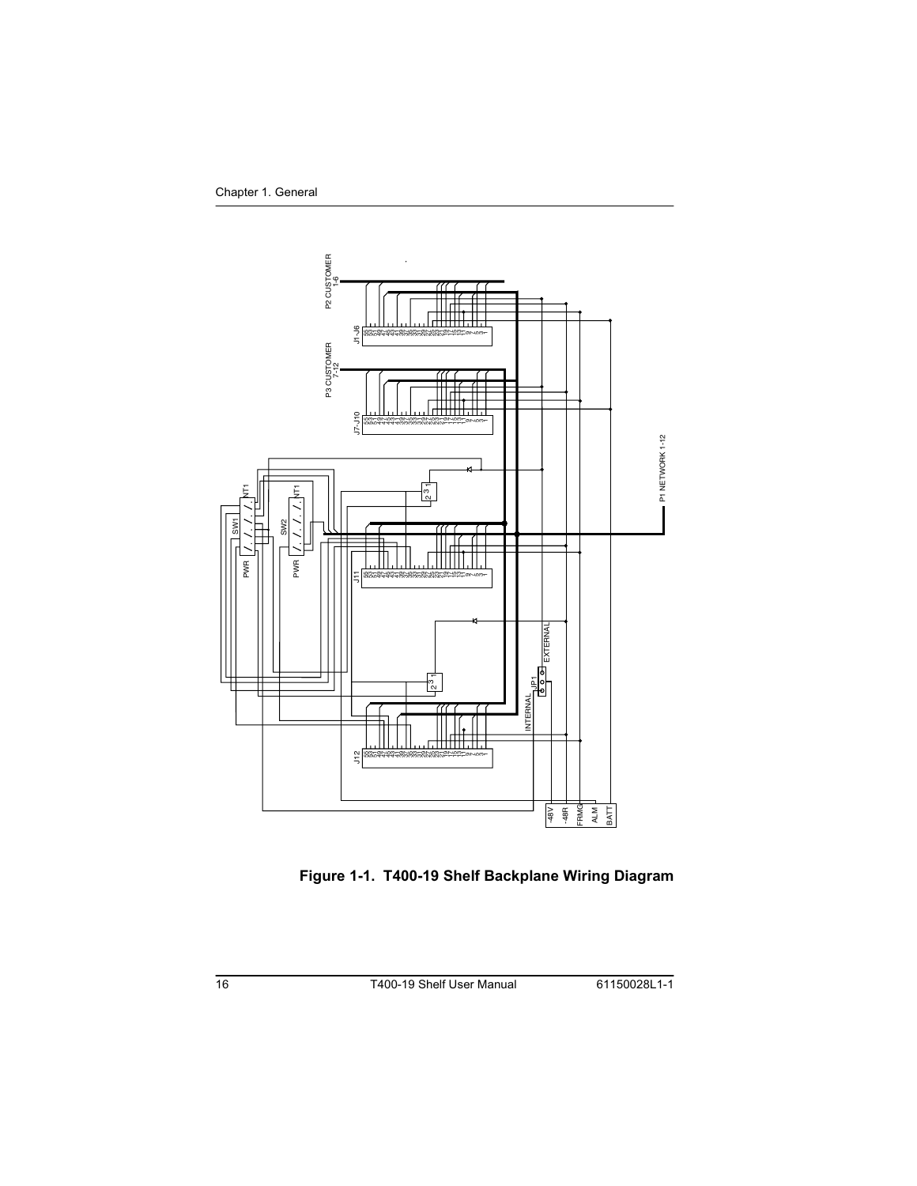**Figure 1-1. T400-19 Shelf Backplane Wiring Diagram**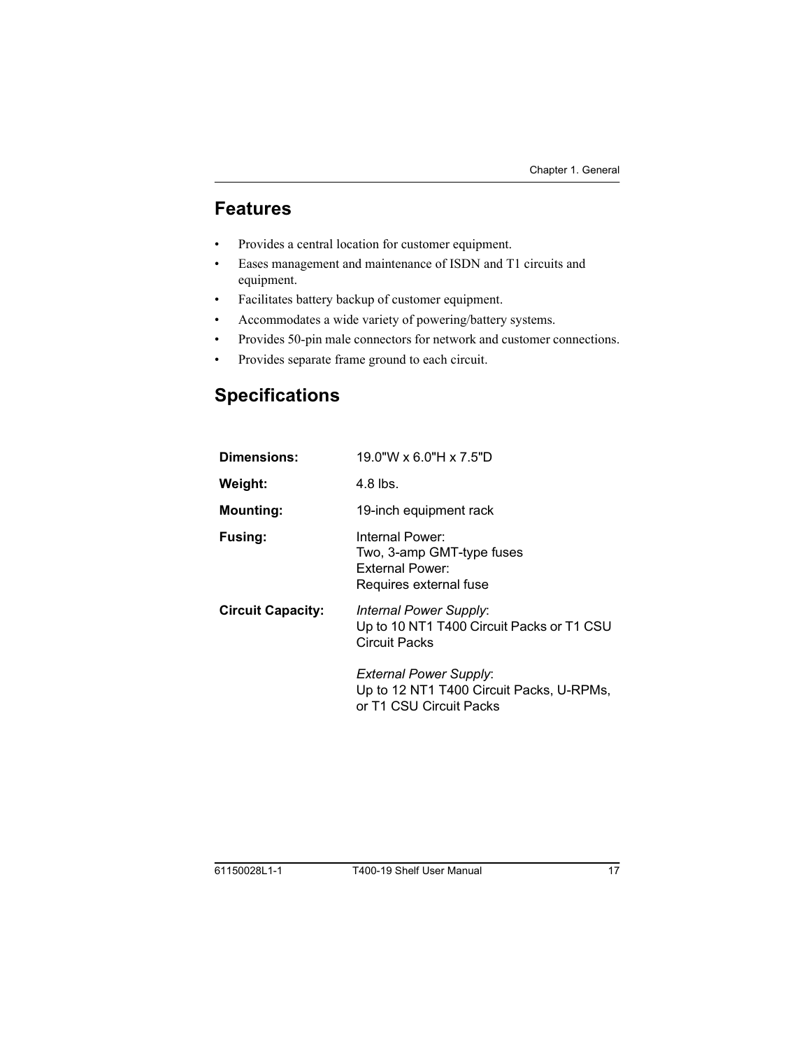## Features

- Provides a central location for customer equipment.
- Eases management and maintenance of ISDN and T1 circuits and equipment.
- Facilitates battery backup of customer equipment.
- Accommodates a wide variety of powering/battery systems.
- Provides 50-pin male connectors for network and customer connections.
- Provides separate frame ground to each circuit.

## Specifications

| | |
|---|---|
| **Dimensions:** | 19.0"W x 6.0"H x 7.5"D |
| **Weight:** | 4.8 lbs. |
| **Mounting:** | 19-inch equipment rack |
| **Fusing:** | Internal Power:<br>Two, 3-amp GMT-type fuses<br>External Power:<br>Requires external fuse |
| **Circuit Capacity:** | *Internal Power Supply*:<br>Up to 10 NT1 T400 Circuit Packs or T1 CSU Circuit Packs<br><br>*External Power Supply*:<br>Up to 12 NT1 T400 Circuit Packs, U-RPMs, or T1 CSU Circuit Packs |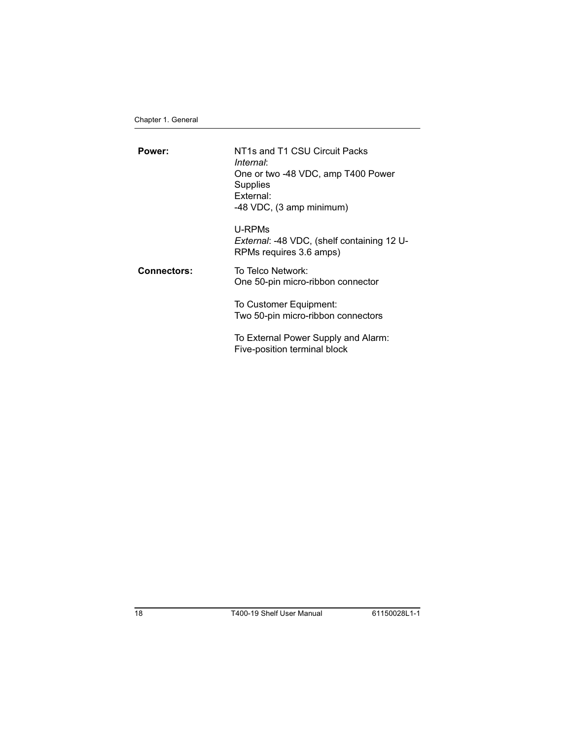**Power:**

NT1s and T1 CSU Circuit Packs
*Internal*:
One or two -48 VDC, amp T400 Power Supplies
External:
-48 VDC, (3 amp minimum)

U-RPMs
*External*: -48 VDC, (shelf containing 12 U-RPMs requires 3.6 amps)

**Connectors:**

To Telco Network:
One 50-pin micro-ribbon connector

To Customer Equipment:
Two 50-pin micro-ribbon connectors

To External Power Supply and Alarm:
Five-position terminal block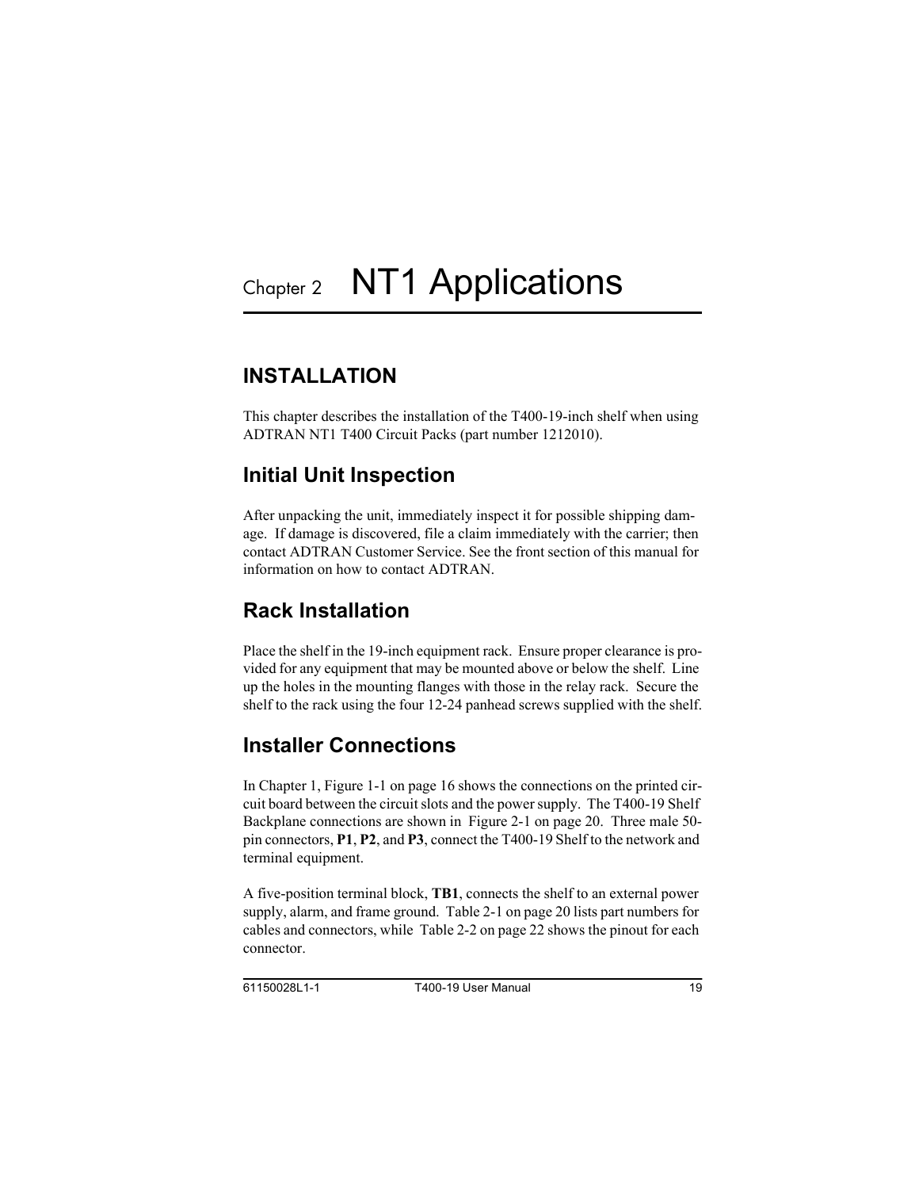# Chapter 2 NT1 Applications

## INSTALLATION

This chapter describes the installation of the T400-19-inch shelf when using ADTRAN NT1 T400 Circuit Packs (part number 1212010).

### Initial Unit Inspection

After unpacking the unit, immediately inspect it for possible shipping damage. If damage is discovered, file a claim immediately with the carrier; then contact ADTRAN Customer Service. See the front section of this manual for information on how to contact ADTRAN.

### Rack Installation

Place the shelf in the 19-inch equipment rack. Ensure proper clearance is provided for any equipment that may be mounted above or below the shelf. Line up the holes in the mounting flanges with those in the relay rack. Secure the shelf to the rack using the four 12-24 panhead screws supplied with the shelf.

### Installer Connections

In Chapter 1, Figure 1-1 on page 16 shows the connections on the printed circuit board between the circuit slots and the power supply. The T400-19 Shelf Backplane connections are shown in Figure 2-1 on page 20. Three male 50-pin connectors, **P1**, **P2**, and **P3**, connect the T400-19 Shelf to the network and terminal equipment.

A five-position terminal block, **TB1**, connects the shelf to an external power supply, alarm, and frame ground. Table 2-1 on page 20 lists part numbers for cables and connectors, while Table 2-2 on page 22 shows the pinout for each connector.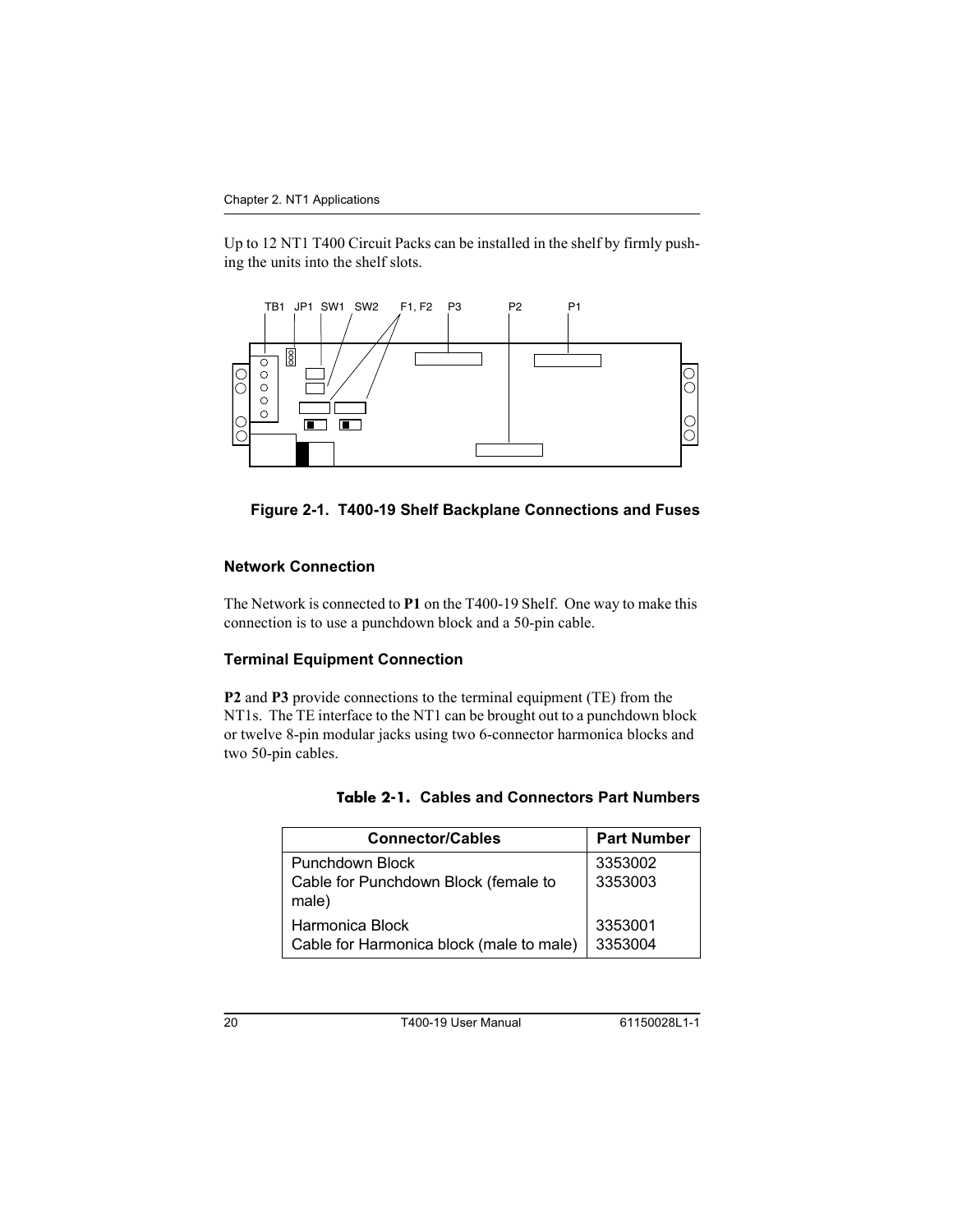Up to 12 NT1 T400 Circuit Packs can be installed in the shelf by firmly pushing the units into the shelf slots.

TB1 JP1 SW1 SW2 F1, F2 P3 P2 P1

**Figure 2-1. T400-19 Shelf Backplane Connections and Fuses**

### Network Connection

The Network is connected to **P1** on the T400-19 Shelf. One way to make this connection is to use a punchdown block and a 50-pin cable.

### Terminal Equipment Connection

**P2** and **P3** provide connections to the terminal equipment (TE) from the NT1s. The TE interface to the NT1 can be brought out to a punchdown block or twelve 8-pin modular jacks using two 6-connector harmonica blocks and two 50-pin cables.

**Table 2-1. Cables and Connectors Part Numbers**

| Connector/Cables | Part Number |
|---|---|
| Punchdown Block | 3353002 |
| Cable for Punchdown Block (female to male) | 3353003 |
| Harmonica Block | 3353001 |
| Cable for Harmonica block (male to male) | 3353004 |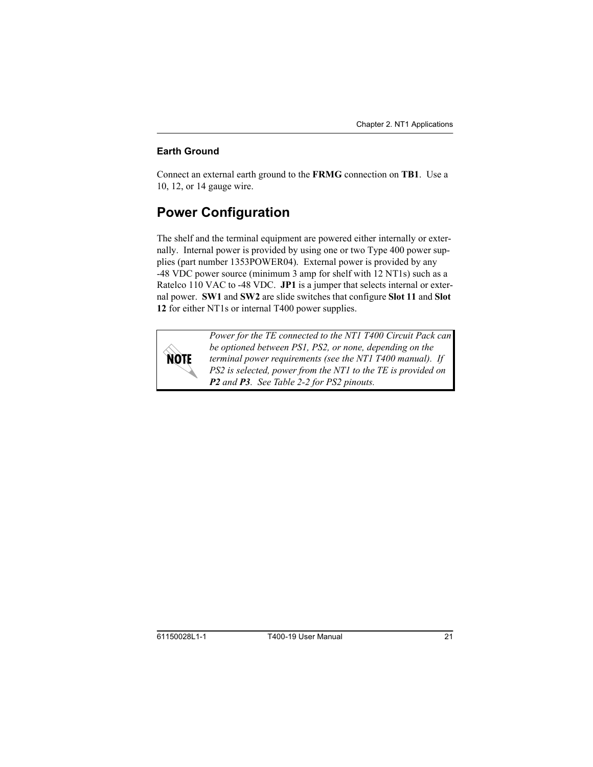### Earth Ground

Connect an external earth ground to the **FRMG** connection on **TB1**. Use a 10, 12, or 14 gauge wire.

## Power Configuration

The shelf and the terminal equipment are powered either internally or externally. Internal power is provided by using one or two Type 400 power supplies (part number 1353POWER04). External power is provided by any -48 VDC power source (minimum 3 amp for shelf with 12 NT1s) such as a Ratelco 110 VAC to -48 VDC. **JP1** is a jumper that selects internal or external power. **SW1** and **SW2** are slide switches that configure **Slot 11** and **Slot 12** for either NT1s or internal T400 power supplies.

> **NOTE**
>
> *Power for the TE connected to the NT1 T400 Circuit Pack can be optioned between PS1, PS2, or none, depending on the terminal power requirements (see the NT1 T400 manual). If PS2 is selected, power from the NT1 to the TE is provided on **P2** and **P3**. See Table 2-2 for PS2 pinouts.*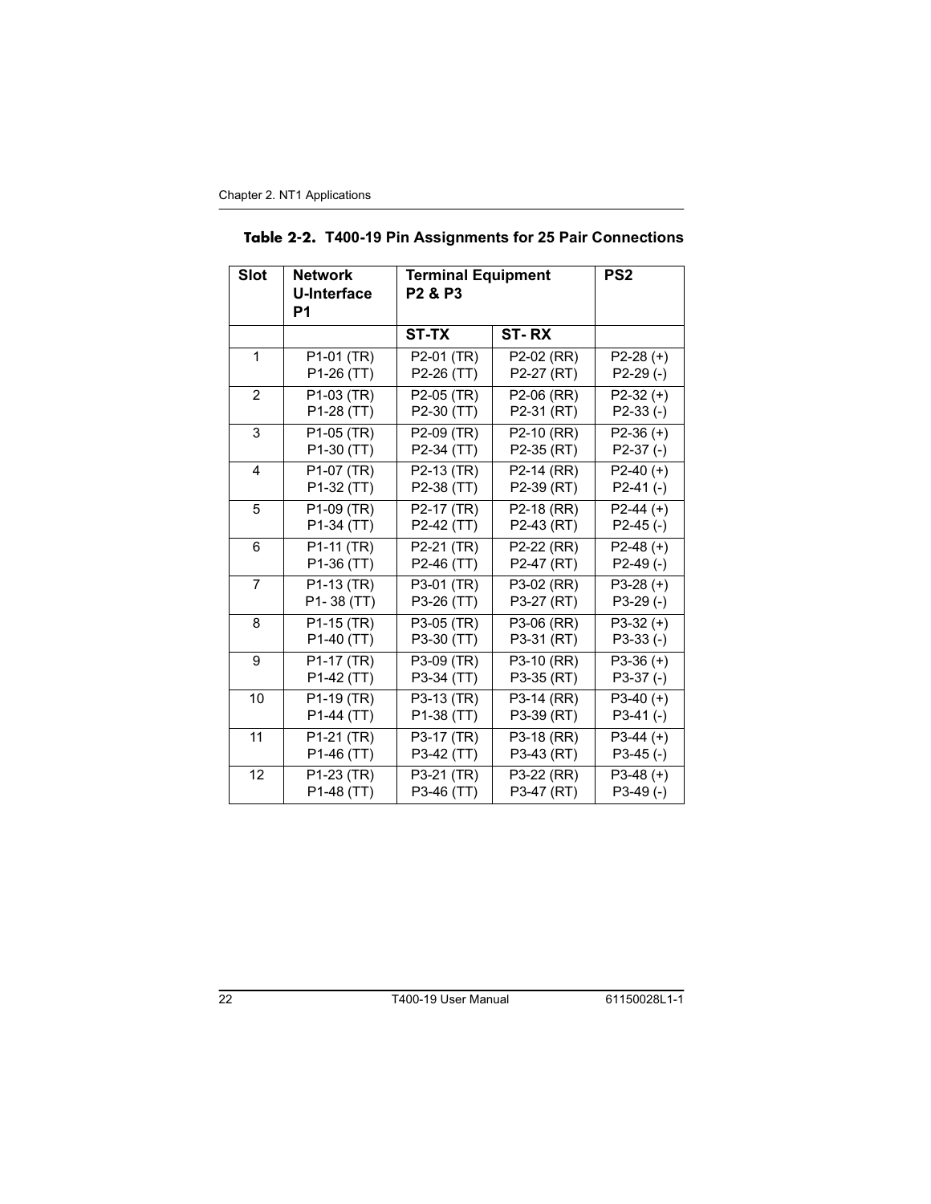**Table 2-2. T400-19 Pin Assignments for 25 Pair Connections**

| Slot | Network U-Interface P1 | Terminal Equipment P2 & P3 | | PS2 |
|---|---|---|---|---|
| | | ST-TX | ST- RX | |
| 1 | P1-01 (TR)<br>P1-26 (TT) | P2-01 (TR)<br>P2-26 (TT) | P2-02 (RR)<br>P2-27 (RT) | P2-28 (+)<br>P2-29 (-) |
| 2 | P1-03 (TR)<br>P1-28 (TT) | P2-05 (TR)<br>P2-30 (TT) | P2-06 (RR)<br>P2-31 (RT) | P2-32 (+)<br>P2-33 (-) |
| 3 | P1-05 (TR)<br>P1-30 (TT) | P2-09 (TR)<br>P2-34 (TT) | P2-10 (RR)<br>P2-35 (RT) | P2-36 (+)<br>P2-37 (-) |
| 4 | P1-07 (TR)<br>P1-32 (TT) | P2-13 (TR)<br>P2-38 (TT) | P2-14 (RR)<br>P2-39 (RT) | P2-40 (+)<br>P2-41 (-) |
| 5 | P1-09 (TR)<br>P1-34 (TT) | P2-17 (TR)<br>P2-42 (TT) | P2-18 (RR)<br>P2-43 (RT) | P2-44 (+)<br>P2-45 (-) |
| 6 | P1-11 (TR)<br>P1-36 (TT) | P2-21 (TR)<br>P2-46 (TT) | P2-22 (RR)<br>P2-47 (RT) | P2-48 (+)<br>P2-49 (-) |
| 7 | P1-13 (TR)<br>P1- 38 (TT) | P3-01 (TR)<br>P3-26 (TT) | P3-02 (RR)<br>P3-27 (RT) | P3-28 (+)<br>P3-29 (-) |
| 8 | P1-15 (TR)<br>P1-40 (TT) | P3-05 (TR)<br>P3-30 (TT) | P3-06 (RR)<br>P3-31 (RT) | P3-32 (+)<br>P3-33 (-) |
| 9 | P1-17 (TR)<br>P1-42 (TT) | P3-09 (TR)<br>P3-34 (TT) | P3-10 (RR)<br>P3-35 (RT) | P3-36 (+)<br>P3-37 (-) |
| 10 | P1-19 (TR)<br>P1-44 (TT) | P3-13 (TR)<br>P1-38 (TT) | P3-14 (RR)<br>P3-39 (RT) | P3-40 (+)<br>P3-41 (-) |
| 11 | P1-21 (TR)<br>P1-46 (TT) | P3-17 (TR)<br>P3-42 (TT) | P3-18 (RR)<br>P3-43 (RT) | P3-44 (+)<br>P3-45 (-) |
| 12 | P1-23 (TR)<br>P1-48 (TT) | P3-21 (TR)<br>P3-46 (TT) | P3-22 (RR)<br>P3-47 (RT) | P3-48 (+)<br>P3-49 (-) |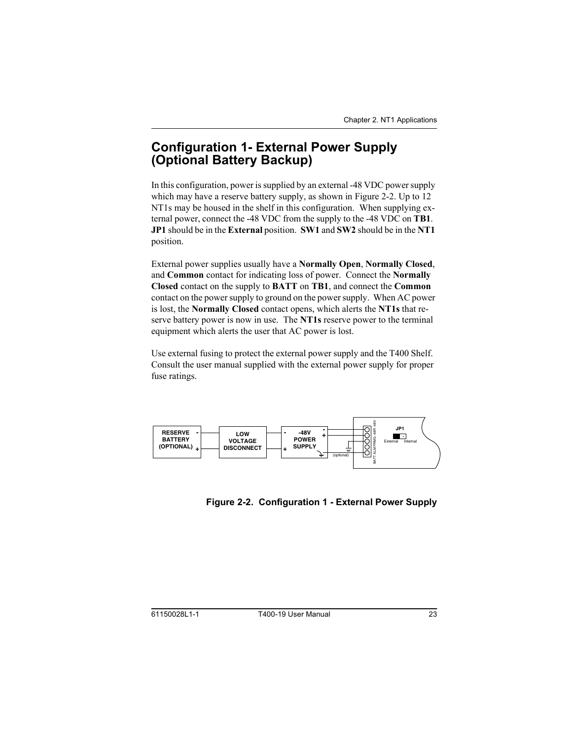# Configuration 1- External Power Supply (Optional Battery Backup)

In this configuration, power is supplied by an external -48 VDC power supply which may have a reserve battery supply, as shown in Figure 2-2. Up to 12 NT1s may be housed in the shelf in this configuration. When supplying external power, connect the -48 VDC from the supply to the -48 VDC on **TB1**. **JP1** should be in the **External** position. **SW1** and **SW2** should be in the **NT1** position.

External power supplies usually have a **Normally Open**, **Normally Closed**, and **Common** contact for indicating loss of power. Connect the **Normally Closed** contact on the supply to **BATT** on **TB1**, and connect the **Common** contact on the power supply to ground on the power supply. When AC power is lost, the **Normally Closed** contact opens, which alerts the **NT1s** that reserve battery power is now in use. The **NT1s** reserve power to the terminal equipment which alerts the user that AC power is lost.

Use external fusing to protect the external power supply and the T400 Shelf. Consult the user manual supplied with the external power supply for proper fuse ratings.

RESERVE BATTERY (OPTIONAL) - +

LOW VOLTAGE DISCONNECT

-48V POWER SUPPLY - +

(optional)

BATT ALM FRMG -48R -48V

JP1

External Internal

**Figure 2-2. Configuration 1 - External Power Supply**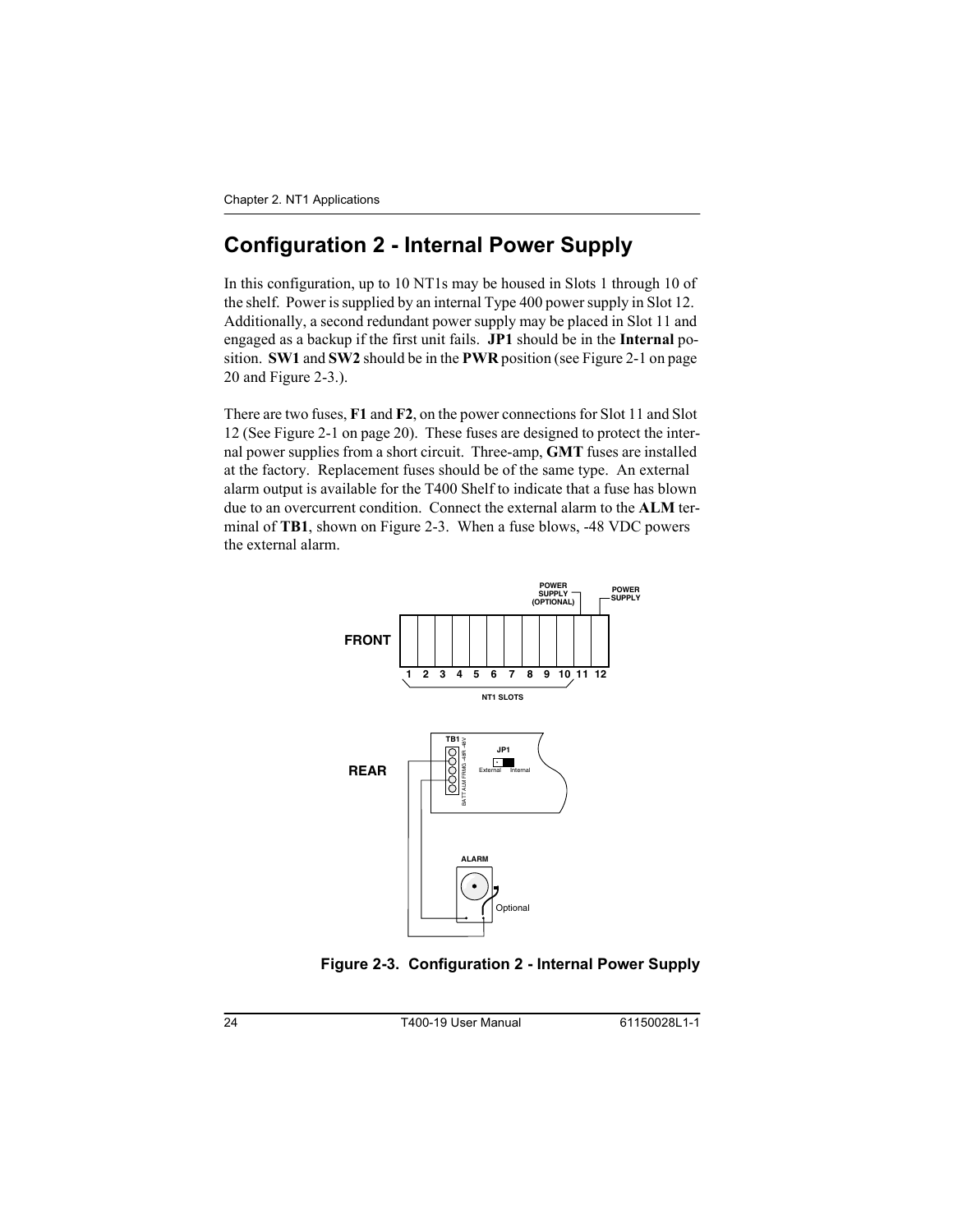## Configuration 2 - Internal Power Supply

In this configuration, up to 10 NT1s may be housed in Slots 1 through 10 of the shelf. Power is supplied by an internal Type 400 power supply in Slot 12. Additionally, a second redundant power supply may be placed in Slot 11 and engaged as a backup if the first unit fails. **JP1** should be in the **Internal** position. **SW1** and **SW2** should be in the **PWR** position (see Figure 2-1 on page 20 and Figure 2-3.).

There are two fuses, **F1** and **F2**, on the power connections for Slot 11 and Slot 12 (See Figure 2-1 on page 20). These fuses are designed to protect the internal power supplies from a short circuit. Three-amp, **GMT** fuses are installed at the factory. Replacement fuses should be of the same type. An external alarm output is available for the T400 Shelf to indicate that a fuse has blown due to an overcurrent condition. Connect the external alarm to the **ALM** terminal of **TB1**, shown on Figure 2-3. When a fuse blows, -48 VDC powers the external alarm.

**Figure 2-3. Configuration 2 - Internal Power Supply**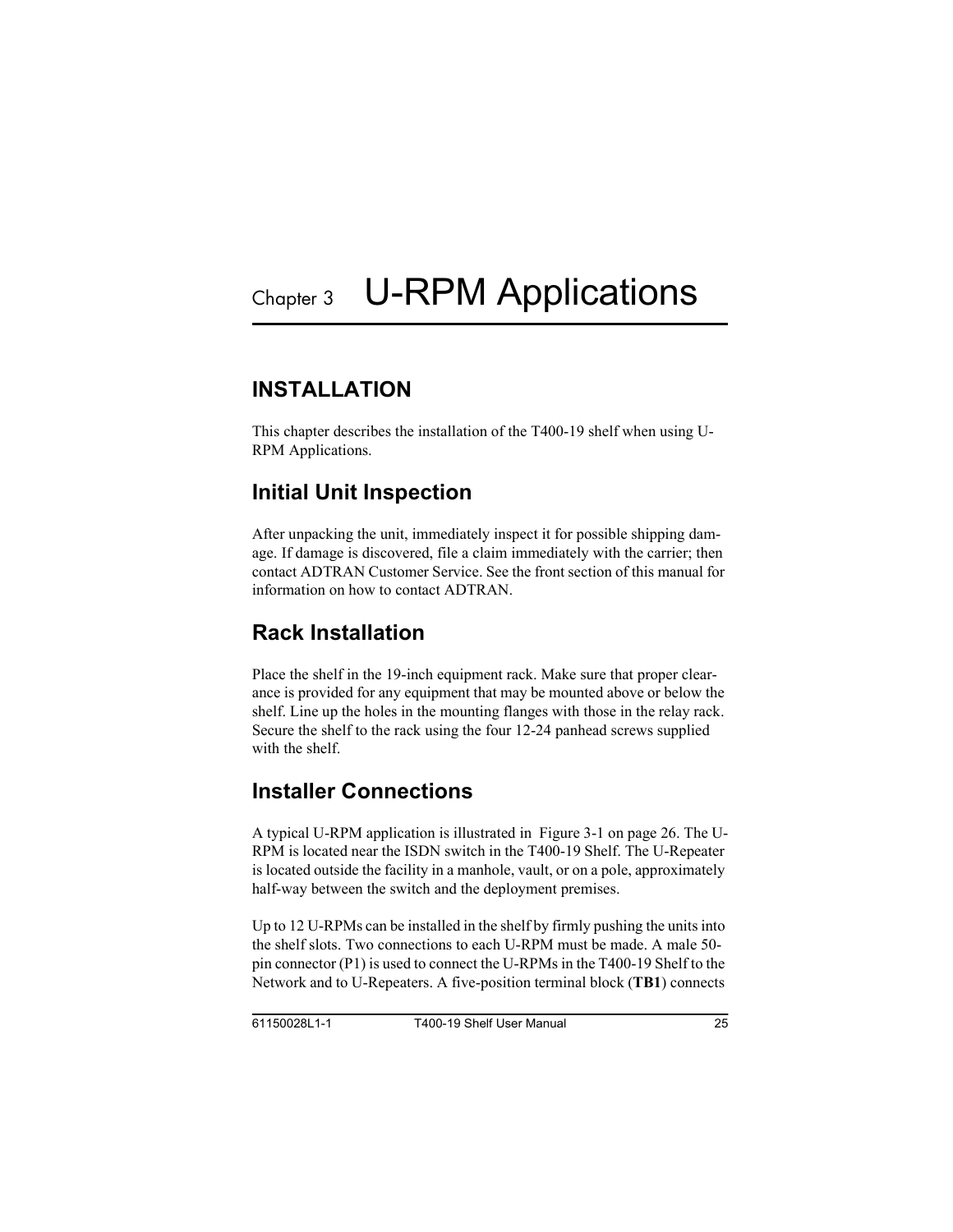# Chapter 3 U-RPM Applications

## INSTALLATION

This chapter describes the installation of the T400-19 shelf when using U-RPM Applications.

### Initial Unit Inspection

After unpacking the unit, immediately inspect it for possible shipping damage. If damage is discovered, file a claim immediately with the carrier; then contact ADTRAN Customer Service. See the front section of this manual for information on how to contact ADTRAN.

### Rack Installation

Place the shelf in the 19-inch equipment rack. Make sure that proper clearance is provided for any equipment that may be mounted above or below the shelf. Line up the holes in the mounting flanges with those in the relay rack. Secure the shelf to the rack using the four 12-24 panhead screws supplied with the shelf.

### Installer Connections

A typical U-RPM application is illustrated in Figure 3-1 on page 26. The U-RPM is located near the ISDN switch in the T400-19 Shelf. The U-Repeater is located outside the facility in a manhole, vault, or on a pole, approximately half-way between the switch and the deployment premises.

Up to 12 U-RPMs can be installed in the shelf by firmly pushing the units into the shelf slots. Two connections to each U-RPM must be made. A male 50-pin connector (P1) is used to connect the U-RPMs in the T400-19 Shelf to the Network and to U-Repeaters. A five-position terminal block (**TB1**) connects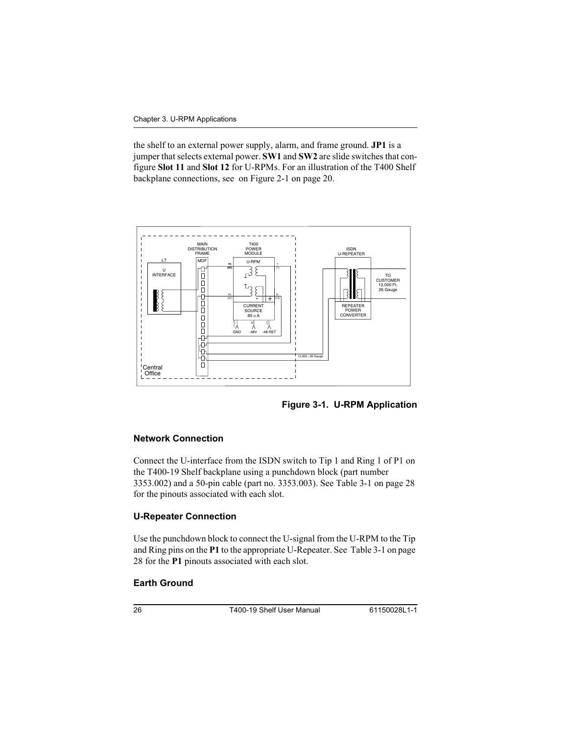the shelf to an external power supply, alarm, and frame ground. **JP1** is a jumper that selects external power. **SW1** and **SW2** are slide switches that configure **Slot 11** and **Slot 12** for U-RPMs. For an illustration of the T400 Shelf backplane connections, see on Figure 2-1 on page 20.

**Figure 3-1. U-RPM Application**

### Network Connection

Connect the U-interface from the ISDN switch to Tip 1 and Ring 1 of P1 on the T400-19 Shelf backplane using a punchdown block (part number 3353.002) and a 50-pin cable (part no. 3353.003). See Table 3-1 on page 28 for the pinouts associated with each slot.

### U-Repeater Connection

Use the punchdown block to connect the U-signal from the U-RPM to the Tip and Ring pins on the **P1** to the appropriate U-Repeater. See Table 3-1 on page 28 for the **P1** pinouts associated with each slot.

### Earth Ground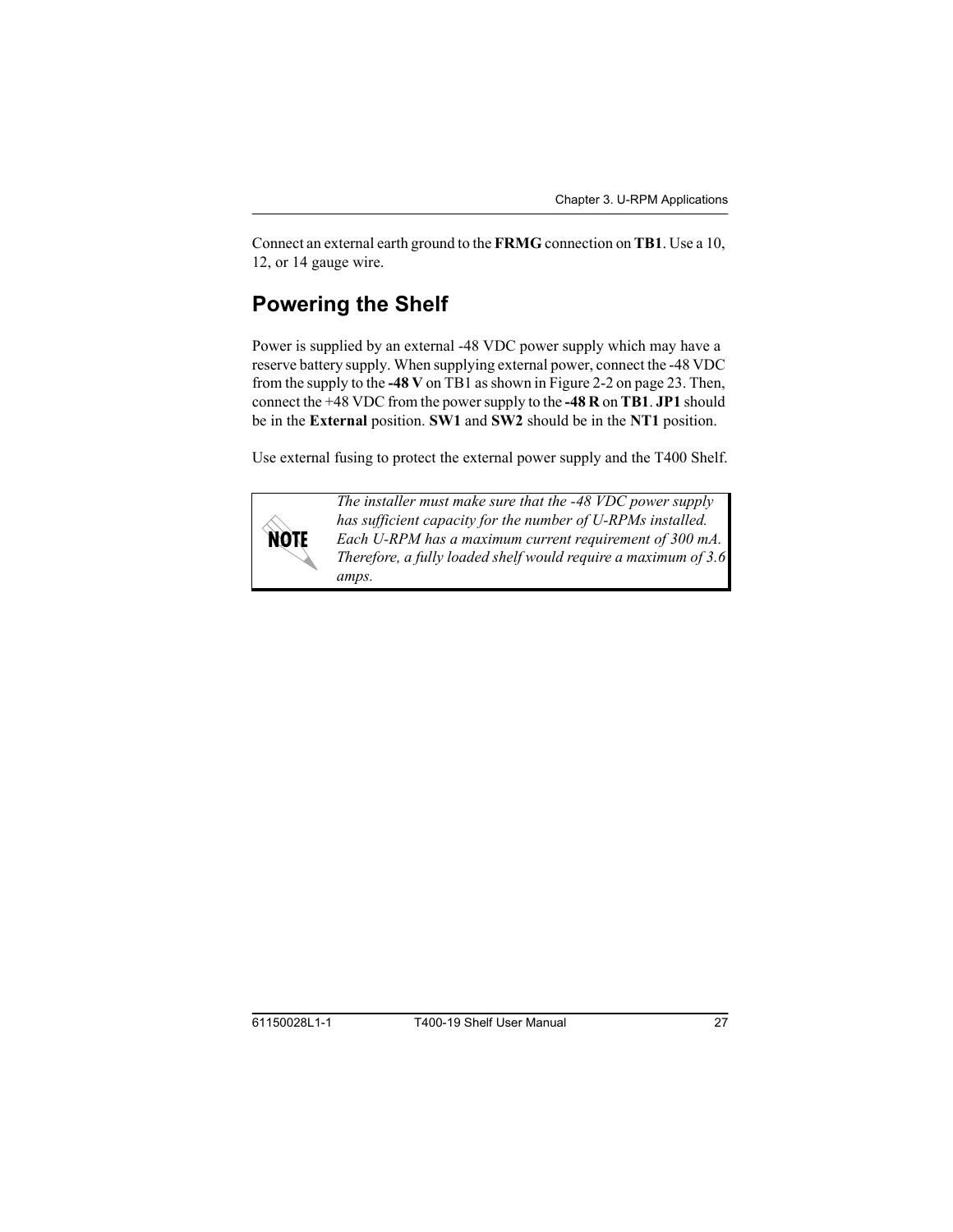Connect an external earth ground to the **FRMG** connection on **TB1**. Use a 10, 12, or 14 gauge wire.

## Powering the Shelf

Power is supplied by an external -48 VDC power supply which may have a reserve battery supply. When supplying external power, connect the -48 VDC from the supply to the **-48 V** on TB1 as shown in Figure 2-2 on page 23. Then, connect the +48 VDC from the power supply to the **-48 R** on **TB1**. **JP1** should be in the **External** position. **SW1** and **SW2** should be in the **NT1** position.

Use external fusing to protect the external power supply and the T400 Shelf.

> **NOTE**
>
> *The installer must make sure that the -48 VDC power supply has sufficient capacity for the number of U-RPMs installed. Each U-RPM has a maximum current requirement of 300 mA. Therefore, a fully loaded shelf would require a maximum of 3.6 amps.*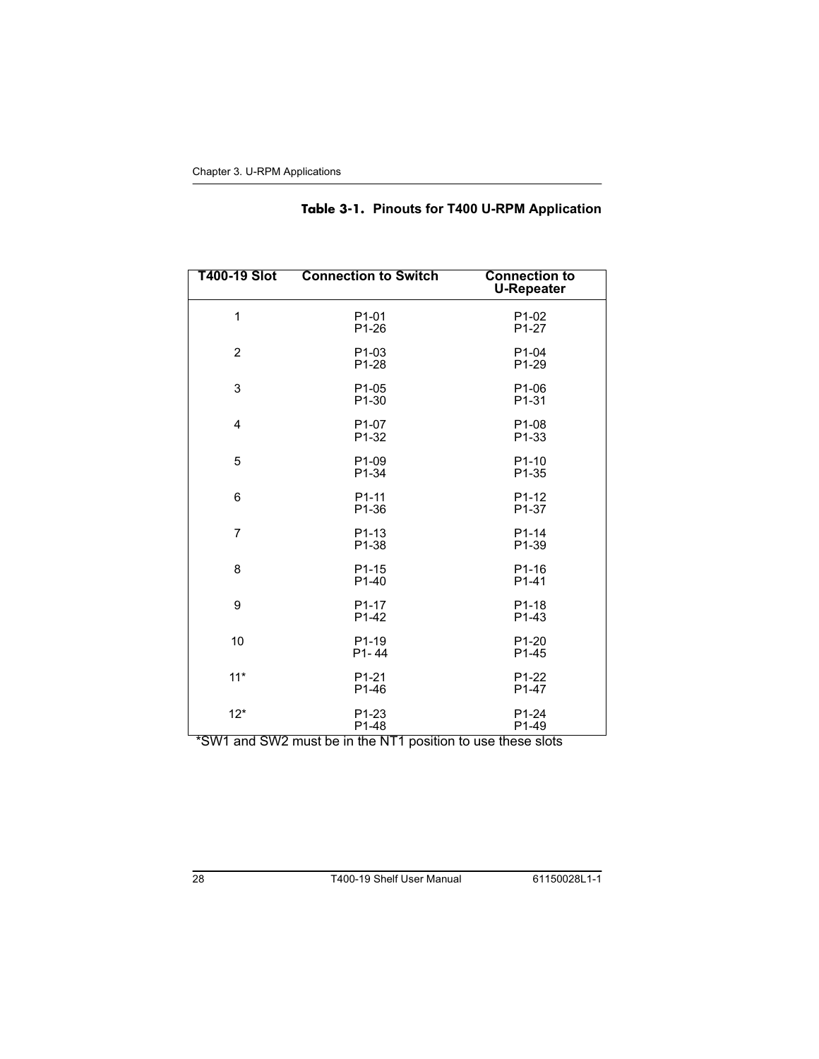**Table 3-1. Pinouts for T400 U-RPM Application**

| T400-19 Slot | Connection to Switch | Connection to U-Repeater |
|---|---|---|
| 1 | P1-01<br>P1-26 | P1-02<br>P1-27 |
| 2 | P1-03<br>P1-28 | P1-04<br>P1-29 |
| 3 | P1-05<br>P1-30 | P1-06<br>P1-31 |
| 4 | P1-07<br>P1-32 | P1-08<br>P1-33 |
| 5 | P1-09<br>P1-34 | P1-10<br>P1-35 |
| 6 | P1-11<br>P1-36 | P1-12<br>P1-37 |
| 7 | P1-13<br>P1-38 | P1-14<br>P1-39 |
| 8 | P1-15<br>P1-40 | P1-16<br>P1-41 |
| 9 | P1-17<br>P1-42 | P1-18<br>P1-43 |
| 10 | P1-19<br>P1- 44 | P1-20<br>P1-45 |
| 11* | P1-21<br>P1-46 | P1-22<br>P1-47 |
| 12* | P1-23<br>P1-48 | P1-24<br>P1-49 |

*SW1 and SW2 must be in the NT1 position to use these slots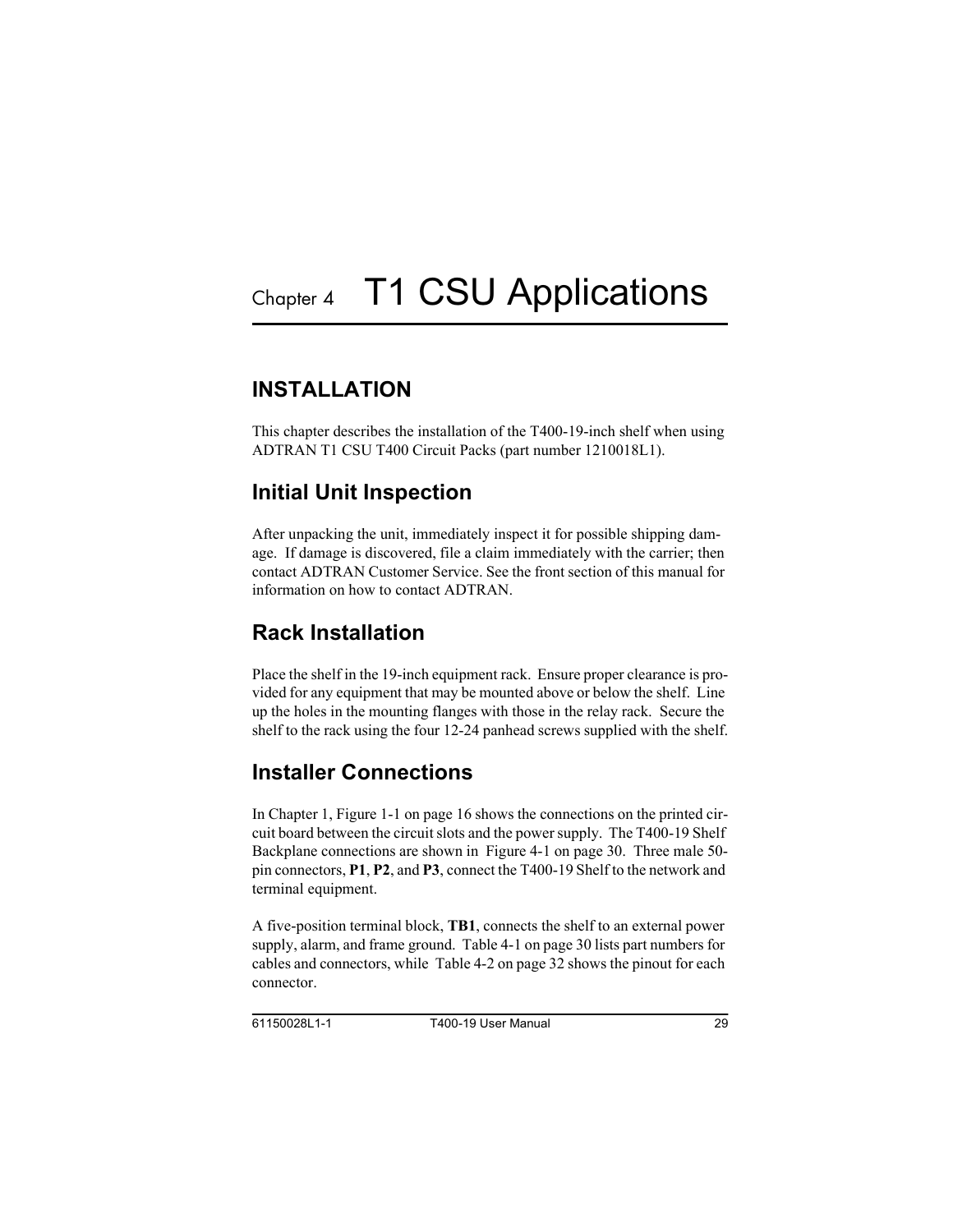# Chapter 4 T1 CSU Applications

## INSTALLATION

This chapter describes the installation of the T400-19-inch shelf when using ADTRAN T1 CSU T400 Circuit Packs (part number 1210018L1).

### Initial Unit Inspection

After unpacking the unit, immediately inspect it for possible shipping damage. If damage is discovered, file a claim immediately with the carrier; then contact ADTRAN Customer Service. See the front section of this manual for information on how to contact ADTRAN.

### Rack Installation

Place the shelf in the 19-inch equipment rack. Ensure proper clearance is provided for any equipment that may be mounted above or below the shelf. Line up the holes in the mounting flanges with those in the relay rack. Secure the shelf to the rack using the four 12-24 panhead screws supplied with the shelf.

### Installer Connections

In Chapter 1, Figure 1-1 on page 16 shows the connections on the printed circuit board between the circuit slots and the power supply. The T400-19 Shelf Backplane connections are shown in Figure 4-1 on page 30. Three male 50-pin connectors, **P1**, **P2**, and **P3**, connect the T400-19 Shelf to the network and terminal equipment.

A five-position terminal block, **TB1**, connects the shelf to an external power supply, alarm, and frame ground. Table 4-1 on page 30 lists part numbers for cables and connectors, while Table 4-2 on page 32 shows the pinout for each connector.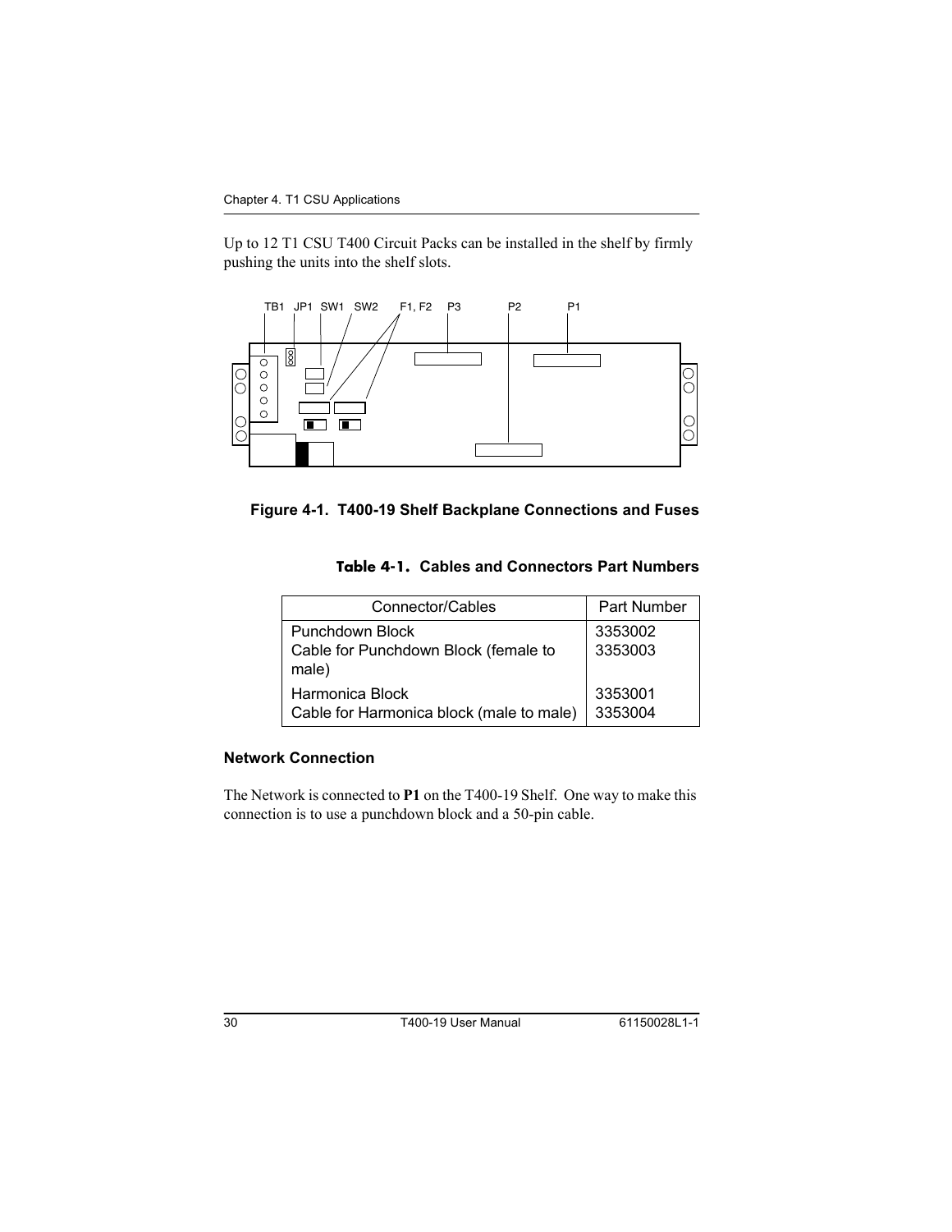Up to 12 T1 CSU T400 Circuit Packs can be installed in the shelf by firmly pushing the units into the shelf slots.

TB1 JP1 SW1 SW2 F1, F2 P3 P2 P1

**Figure 4-1. T400-19 Shelf Backplane Connections and Fuses**

**Table 4-1. Cables and Connectors Part Numbers**

| Connector/Cables | Part Number |
| --- | --- |
| Punchdown Block<br>Cable for Punchdown Block (female to male) | 3353002<br>3353003 |
| Harmonica Block<br>Cable for Harmonica block (male to male) | 3353001<br>3353004 |

### Network Connection

The Network is connected to **P1** on the T400-19 Shelf. One way to make this connection is to use a punchdown block and a 50-pin cable.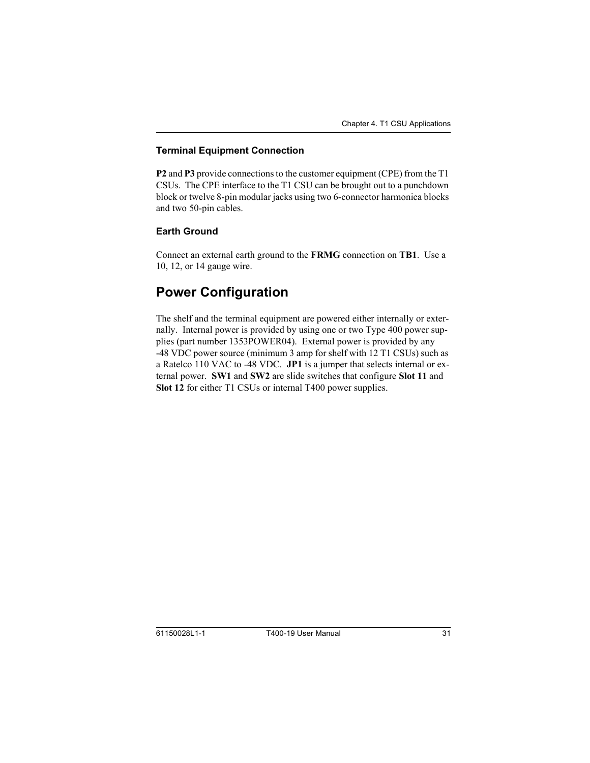### Terminal Equipment Connection

**P2** and **P3** provide connections to the customer equipment (CPE) from the T1 CSUs. The CPE interface to the T1 CSU can be brought out to a punchdown block or twelve 8-pin modular jacks using two 6-connector harmonica blocks and two 50-pin cables.

### Earth Ground

Connect an external earth ground to the **FRMG** connection on **TB1**. Use a 10, 12, or 14 gauge wire.

## Power Configuration

The shelf and the terminal equipment are powered either internally or externally. Internal power is provided by using one or two Type 400 power supplies (part number 1353POWER04). External power is provided by any -48 VDC power source (minimum 3 amp for shelf with 12 T1 CSUs) such as a Ratelco 110 VAC to -48 VDC. **JP1** is a jumper that selects internal or external power. **SW1** and **SW2** are slide switches that configure **Slot 11** and **Slot 12** for either T1 CSUs or internal T400 power supplies.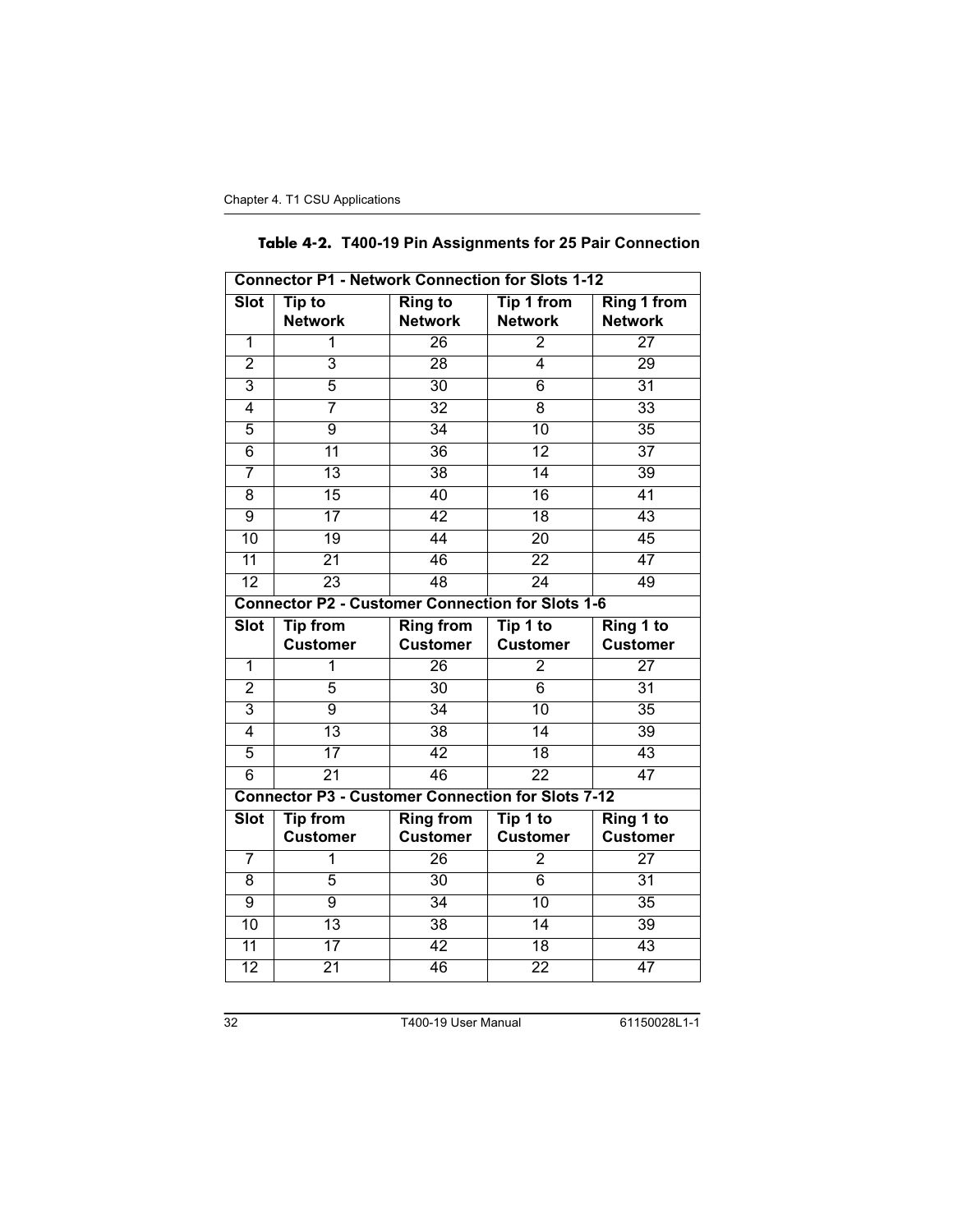**Table 4-2. T400-19 Pin Assignments for 25 Pair Connection**

| Connector P1 - Network Connection for Slots 1-12 | | | | |
|---|---|---|---|---|
| **Slot** | **Tip to Network** | **Ring to Network** | **Tip 1 from Network** | **Ring 1 from Network** |
| 1 | 1 | 26 | 2 | 27 |
| 2 | 3 | 28 | 4 | 29 |
| 3 | 5 | 30 | 6 | 31 |
| 4 | 7 | 32 | 8 | 33 |
| 5 | 9 | 34 | 10 | 35 |
| 6 | 11 | 36 | 12 | 37 |
| 7 | 13 | 38 | 14 | 39 |
| 8 | 15 | 40 | 16 | 41 |
| 9 | 17 | 42 | 18 | 43 |
| 10 | 19 | 44 | 20 | 45 |
| 11 | 21 | 46 | 22 | 47 |
| 12 | 23 | 48 | 24 | 49 |
| **Connector P2 - Customer Connection for Slots 1-6** | | | | |
| **Slot** | **Tip from Customer** | **Ring from Customer** | **Tip 1 to Customer** | **Ring 1 to Customer** |
| 1 | 1 | 26 | 2 | 27 |
| 2 | 5 | 30 | 6 | 31 |
| 3 | 9 | 34 | 10 | 35 |
| 4 | 13 | 38 | 14 | 39 |
| 5 | 17 | 42 | 18 | 43 |
| 6 | 21 | 46 | 22 | 47 |
| **Connector P3 - Customer Connection for Slots 7-12** | | | | |
| **Slot** | **Tip from Customer** | **Ring from Customer** | **Tip 1 to Customer** | **Ring 1 to Customer** |
| 7 | 1 | 26 | 2 | 27 |
| 8 | 5 | 30 | 6 | 31 |
| 9 | 9 | 34 | 10 | 35 |
| 10 | 13 | 38 | 14 | 39 |
| 11 | 17 | 42 | 18 | 43 |
| 12 | 21 | 46 | 22 | 47 |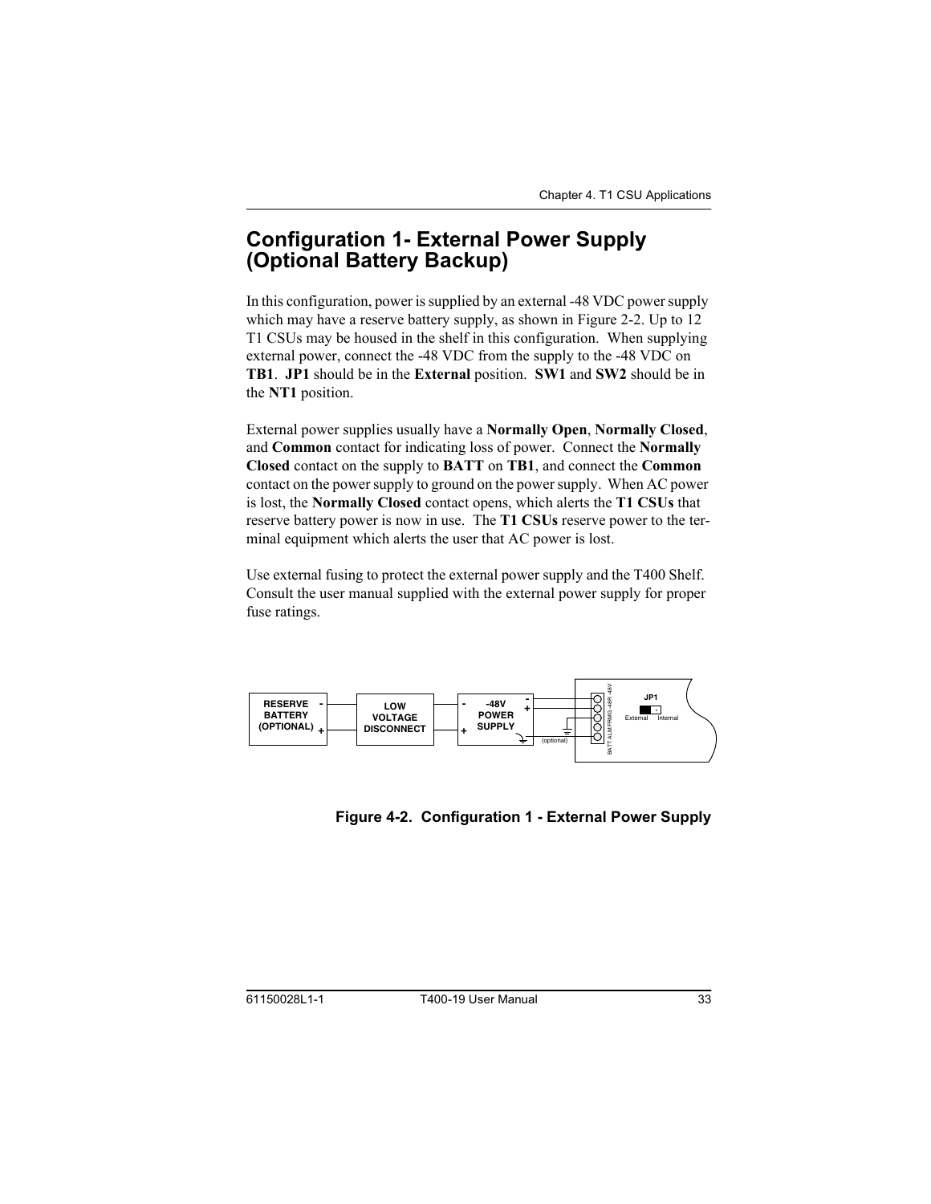# Configuration 1- External Power Supply (Optional Battery Backup)

In this configuration, power is supplied by an external -48 VDC power supply which may have a reserve battery supply, as shown in Figure 2-2. Up to 12 T1 CSUs may be housed in the shelf in this configuration. When supplying external power, connect the -48 VDC from the supply to the -48 VDC on **TB1**. **JP1** should be in the **External** position. **SW1** and **SW2** should be in the **NT1** position.

External power supplies usually have a **Normally Open**, **Normally Closed**, and **Common** contact for indicating loss of power. Connect the **Normally Closed** contact on the supply to **BATT** on **TB1**, and connect the **Common** contact on the power supply to ground on the power supply. When AC power is lost, the **Normally Closed** contact opens, which alerts the **T1 CSUs** that reserve battery power is now in use. The **T1 CSUs** reserve power to the terminal equipment which alerts the user that AC power is lost.

Use external fusing to protect the external power supply and the T400 Shelf. Consult the user manual supplied with the external power supply for proper fuse ratings.

RESERVE BATTERY (OPTIONAL) - +

LOW VOLTAGE DISCONNECT

- + -48V POWER SUPPLY - +

(optional)

BATT ALM FRMG -48R -48V

JP1 External Internal

**Figure 4-2. Configuration 1 - External Power Supply**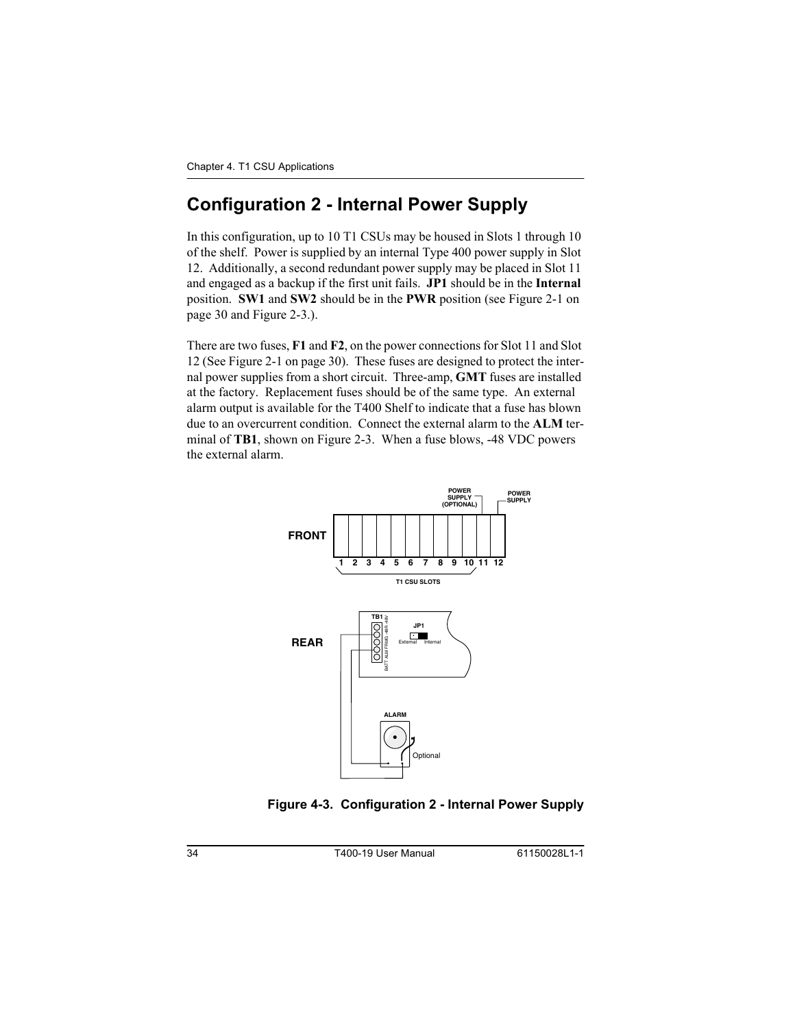# Configuration 2 - Internal Power Supply

In this configuration, up to 10 T1 CSUs may be housed in Slots 1 through 10 of the shelf. Power is supplied by an internal Type 400 power supply in Slot 12. Additionally, a second redundant power supply may be placed in Slot 11 and engaged as a backup if the first unit fails. **JP1** should be in the **Internal** position. **SW1** and **SW2** should be in the **PWR** position (see Figure 2-1 on page 30 and Figure 2-3.).

There are two fuses, **F1** and **F2**, on the power connections for Slot 11 and Slot 12 (See Figure 2-1 on page 30). These fuses are designed to protect the internal power supplies from a short circuit. Three-amp, **GMT** fuses are installed at the factory. Replacement fuses should be of the same type. An external alarm output is available for the T400 Shelf to indicate that a fuse has blown due to an overcurrent condition. Connect the external alarm to the **ALM** terminal of **TB1**, shown on Figure 2-3. When a fuse blows, -48 VDC powers the external alarm.

**Figure 4-3. Configuration 2 - Internal Power Supply**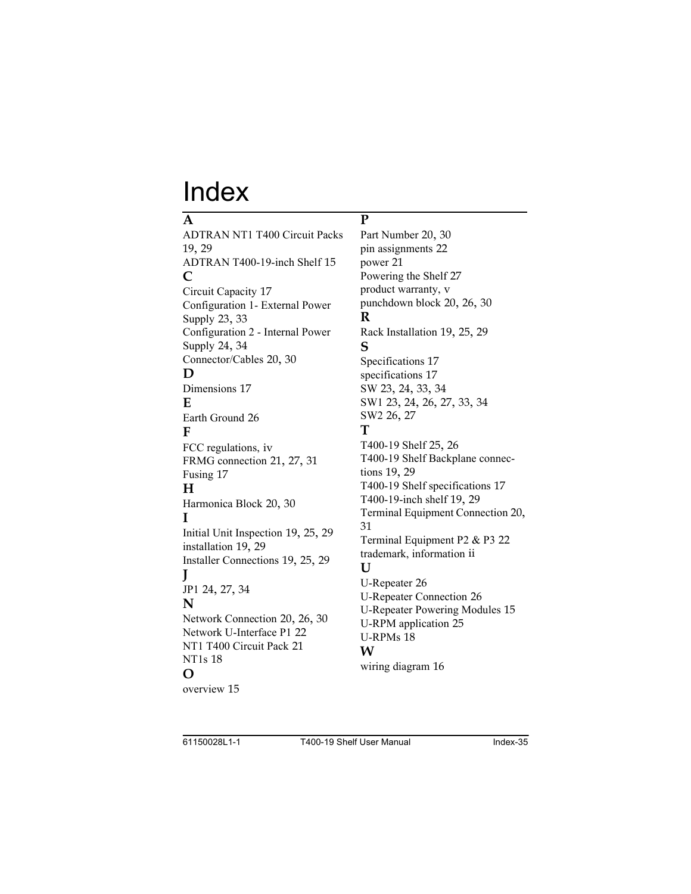# Index

**A**

ADTRAN NT1 T400 Circuit Packs 19, 29
ADTRAN T400-19-inch Shelf 15

**C**

Circuit Capacity 17
Configuration 1- External Power Supply 23, 33
Configuration 2 - Internal Power Supply 24, 34
Connector/Cables 20, 30

**D**

Dimensions 17

**E**

Earth Ground 26

**F**

FCC regulations, iv
FRMG connection 21, 27, 31
Fusing 17

**H**

Harmonica Block 20, 30

**I**

Initial Unit Inspection 19, 25, 29
installation 19, 29
Installer Connections 19, 25, 29

**J**

JP1 24, 27, 34

**N**

Network Connection 20, 26, 30
Network U-Interface P1 22
NT1 T400 Circuit Pack 21
NT1s 18

**O**

overview 15

**P**

Part Number 20, 30
pin assignments 22
power 21
Powering the Shelf 27
product warranty, v
punchdown block 20, 26, 30

**R**

Rack Installation 19, 25, 29

**S**

Specifications 17
specifications 17
SW 23, 24, 33, 34
SW1 23, 24, 26, 27, 33, 34
SW2 26, 27

**T**

T400-19 Shelf 25, 26
T400-19 Shelf Backplane connections 19, 29
T400-19 Shelf specifications 17
T400-19-inch shelf 19, 29
Terminal Equipment Connection 20, 31
Terminal Equipment P2 & P3 22
trademark, information ii

**U**

U-Repeater 26
U-Repeater Connection 26
U-Repeater Powering Modules 15
U-RPM application 25
U-RPMs 18

**W**

wiring diagram 16